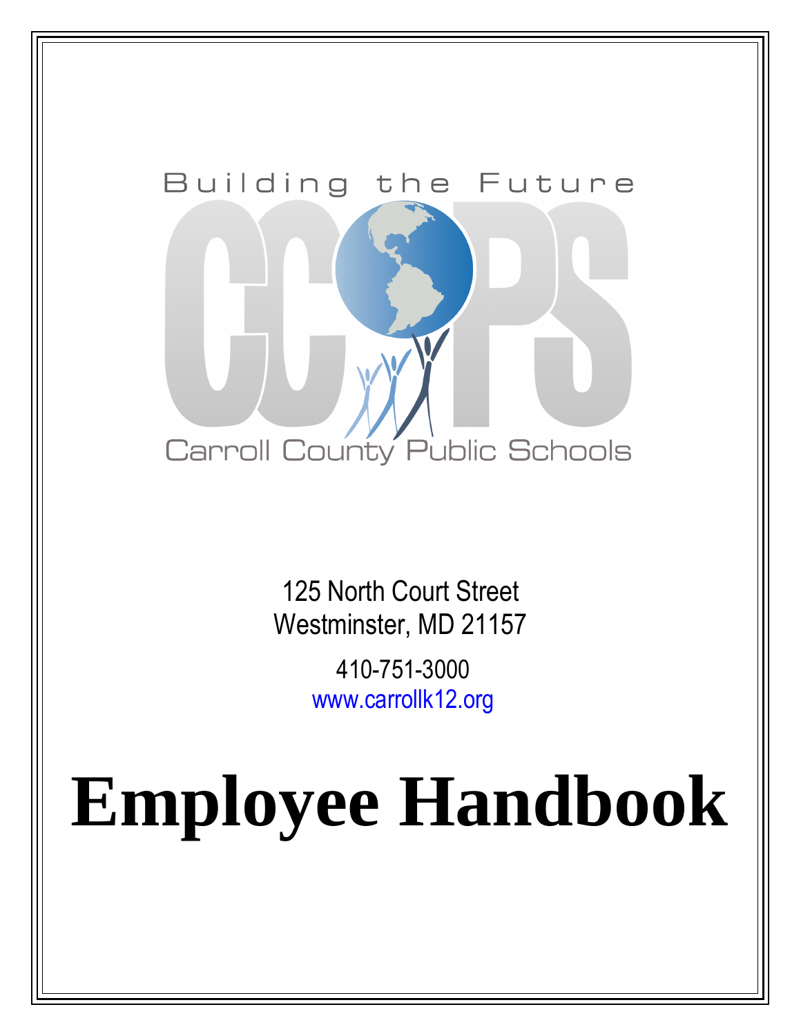Building the Future

CCPS

Carroll County Public Schools

125 North Court Street
Westminster, MD 21157

410-751-3000
www.carrollk12.org

# Employee Handbook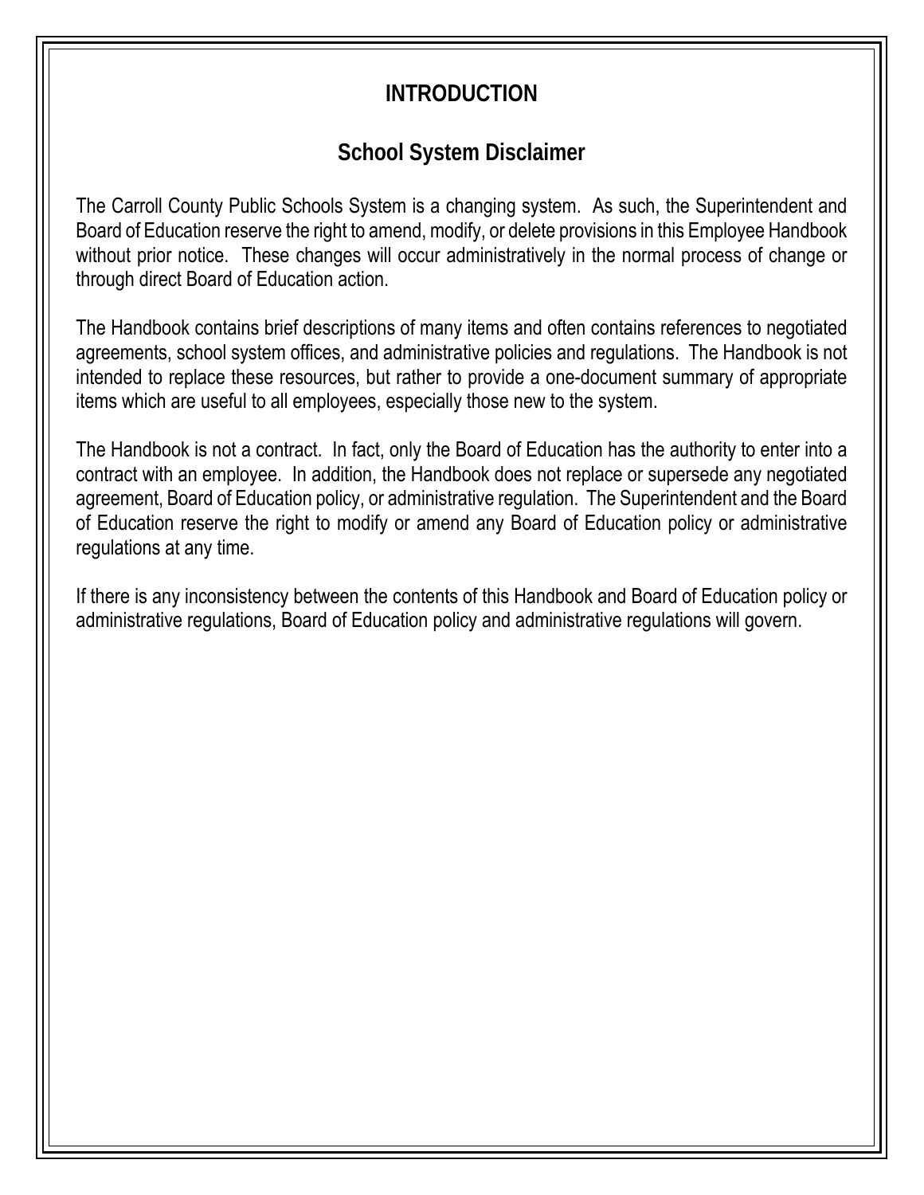# INTRODUCTION

## School System Disclaimer

The Carroll County Public Schools System is a changing system. As such, the Superintendent and Board of Education reserve the right to amend, modify, or delete provisions in this Employee Handbook without prior notice. These changes will occur administratively in the normal process of change or through direct Board of Education action.

The Handbook contains brief descriptions of many items and often contains references to negotiated agreements, school system offices, and administrative policies and regulations. The Handbook is not intended to replace these resources, but rather to provide a one-document summary of appropriate items which are useful to all employees, especially those new to the system.

The Handbook is not a contract. In fact, only the Board of Education has the authority to enter into a contract with an employee. In addition, the Handbook does not replace or supersede any negotiated agreement, Board of Education policy, or administrative regulation. The Superintendent and the Board of Education reserve the right to modify or amend any Board of Education policy or administrative regulations at any time.

If there is any inconsistency between the contents of this Handbook and Board of Education policy or administrative regulations, Board of Education policy and administrative regulations will govern.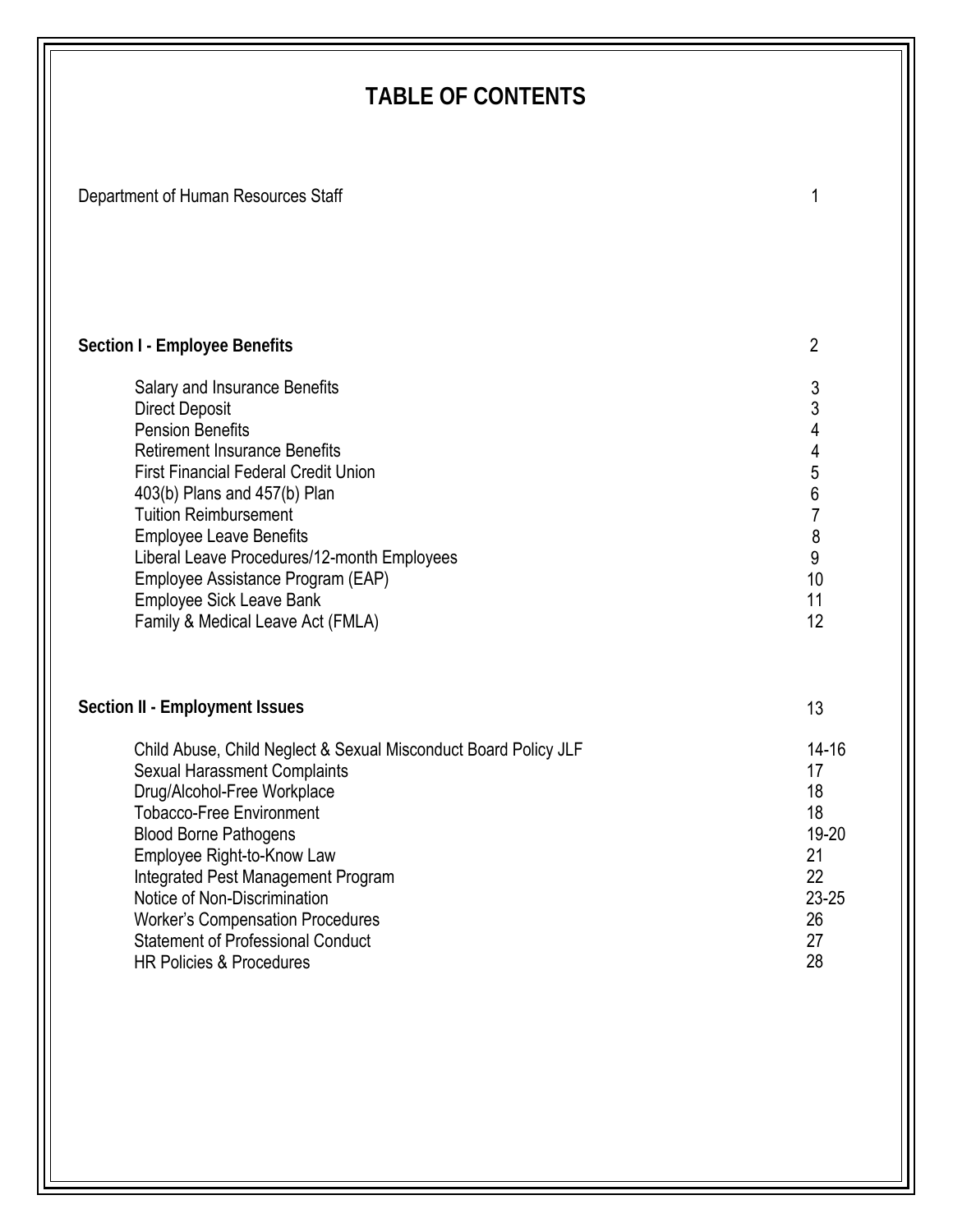# TABLE OF CONTENTS

| | |
|---|---|
| Department of Human Resources Staff | 1 |
| **Section I - Employee Benefits** | 2 |
| Salary and Insurance Benefits | 3 |
| Direct Deposit | 3 |
| Pension Benefits | 4 |
| Retirement Insurance Benefits | 4 |
| First Financial Federal Credit Union | 5 |
| 403(b) Plans and 457(b) Plan | 6 |
| Tuition Reimbursement | 7 |
| Employee Leave Benefits | 8 |
| Liberal Leave Procedures/12-month Employees | 9 |
| Employee Assistance Program (EAP) | 10 |
| Employee Sick Leave Bank | 11 |
| Family & Medical Leave Act (FMLA) | 12 |
| **Section II - Employment Issues** | 13 |
| Child Abuse, Child Neglect & Sexual Misconduct Board Policy JLF | 14-16 |
| Sexual Harassment Complaints | 17 |
| Drug/Alcohol-Free Workplace | 18 |
| Tobacco-Free Environment | 18 |
| Blood Borne Pathogens | 19-20 |
| Employee Right-to-Know Law | 21 |
| Integrated Pest Management Program | 22 |
| Notice of Non-Discrimination | 23-25 |
| Worker's Compensation Procedures | 26 |
| Statement of Professional Conduct | 27 |
| HR Policies & Procedures | 28 |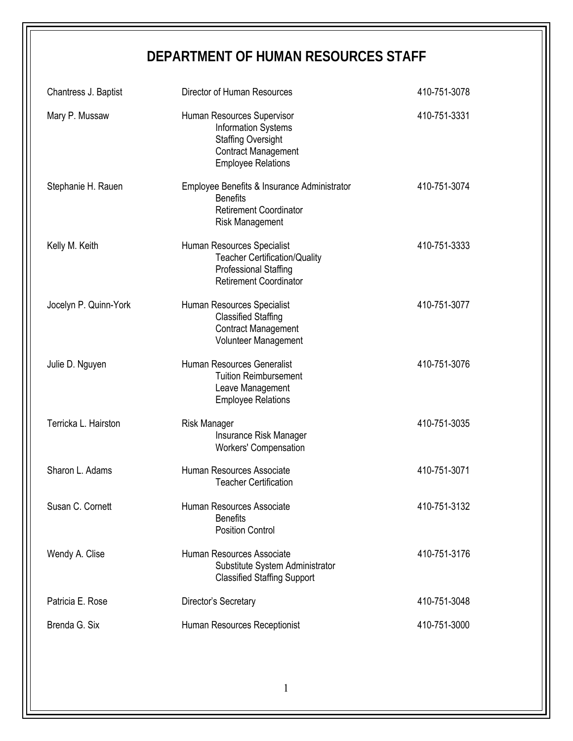# DEPARTMENT OF HUMAN RESOURCES STAFF

| Name | Title / Responsibilities | Phone |
|---|---|---|
| Chantress J. Baptist | Director of Human Resources | 410-751-3078 |
| Mary P. Mussaw | Human Resources Supervisor<br>Information Systems<br>Staffing Oversight<br>Contract Management<br>Employee Relations | 410-751-3331 |
| Stephanie H. Rauen | Employee Benefits & Insurance Administrator<br>Benefits<br>Retirement Coordinator<br>Risk Management | 410-751-3074 |
| Kelly M. Keith | Human Resources Specialist<br>Teacher Certification/Quality<br>Professional Staffing<br>Retirement Coordinator | 410-751-3333 |
| Jocelyn P. Quinn-York | Human Resources Specialist<br>Classified Staffing<br>Contract Management<br>Volunteer Management | 410-751-3077 |
| Julie D. Nguyen | Human Resources Generalist<br>Tuition Reimbursement<br>Leave Management<br>Employee Relations | 410-751-3076 |
| Terricka L. Hairston | Risk Manager<br>Insurance Risk Manager<br>Workers' Compensation | 410-751-3035 |
| Sharon L. Adams | Human Resources Associate<br>Teacher Certification | 410-751-3071 |
| Susan C. Cornett | Human Resources Associate<br>Benefits<br>Position Control | 410-751-3132 |
| Wendy A. Clise | Human Resources Associate<br>Substitute System Administrator<br>Classified Staffing Support | 410-751-3176 |
| Patricia E. Rose | Director's Secretary | 410-751-3048 |
| Brenda G. Six | Human Resources Receptionist | 410-751-3000 |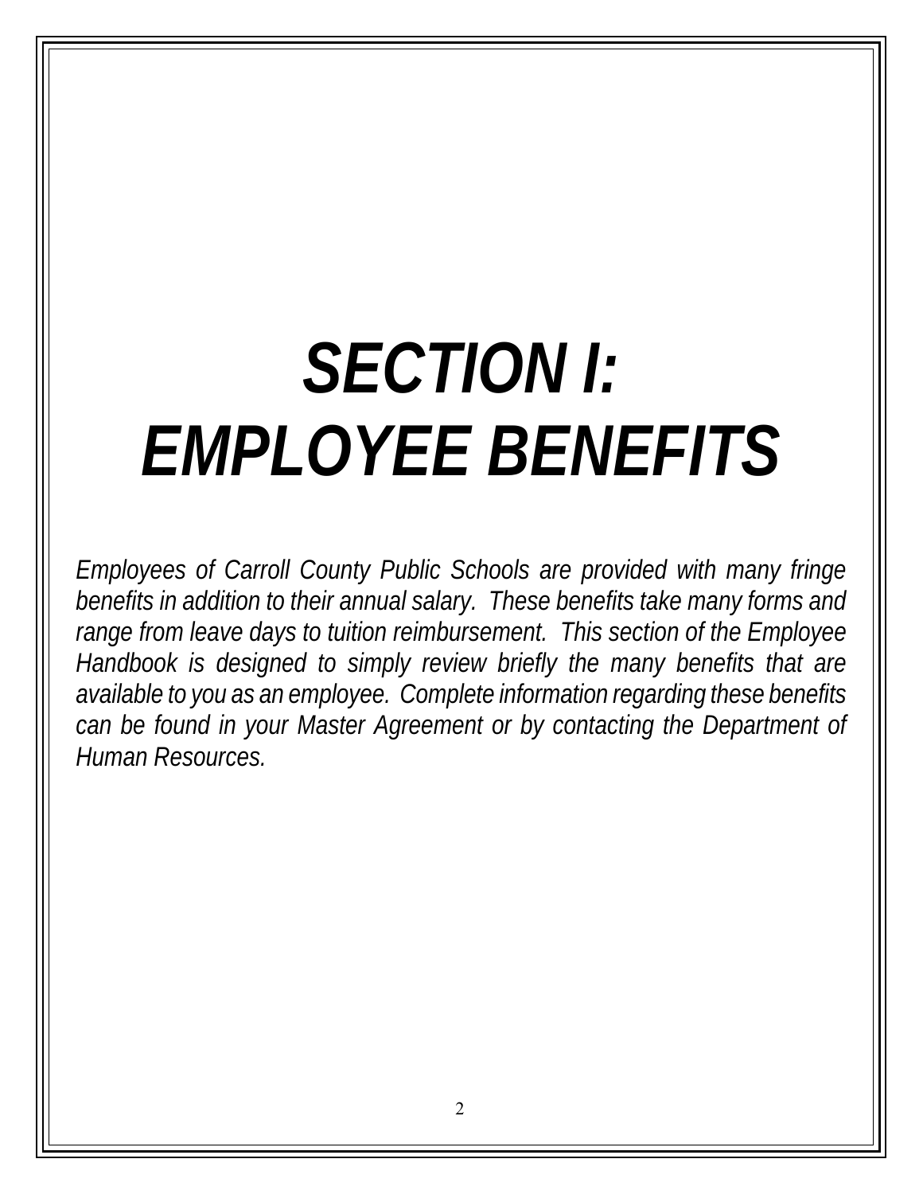# *SECTION I: EMPLOYEE BENEFITS*

*Employees of Carroll County Public Schools are provided with many fringe benefits in addition to their annual salary. These benefits take many forms and range from leave days to tuition reimbursement. This section of the Employee Handbook is designed to simply review briefly the many benefits that are available to you as an employee. Complete information regarding these benefits can be found in your Master Agreement or by contacting the Department of Human Resources.*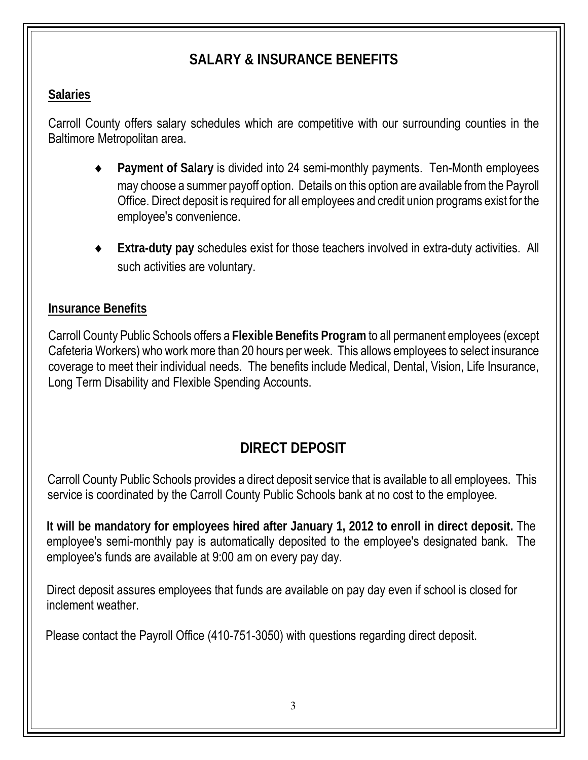# SALARY & INSURANCE BENEFITS

## Salaries

Carroll County offers salary schedules which are competitive with our surrounding counties in the Baltimore Metropolitan area.

- **Payment of Salary** is divided into 24 semi-monthly payments. Ten-Month employees may choose a summer payoff option. Details on this option are available from the Payroll Office. Direct deposit is required for all employees and credit union programs exist for the employee's convenience.

- **Extra-duty pay** schedules exist for those teachers involved in extra-duty activities. All such activities are voluntary.

## Insurance Benefits

Carroll County Public Schools offers a **Flexible Benefits Program** to all permanent employees (except Cafeteria Workers) who work more than 20 hours per week. This allows employees to select insurance coverage to meet their individual needs. The benefits include Medical, Dental, Vision, Life Insurance, Long Term Disability and Flexible Spending Accounts.

# DIRECT DEPOSIT

Carroll County Public Schools provides a direct deposit service that is available to all employees. This service is coordinated by the Carroll County Public Schools bank at no cost to the employee.

**It will be mandatory for employees hired after January 1, 2012 to enroll in direct deposit.** The employee's semi-monthly pay is automatically deposited to the employee's designated bank. The employee's funds are available at 9:00 am on every pay day.

Direct deposit assures employees that funds are available on pay day even if school is closed for inclement weather.

Please contact the Payroll Office (410-751-3050) with questions regarding direct deposit.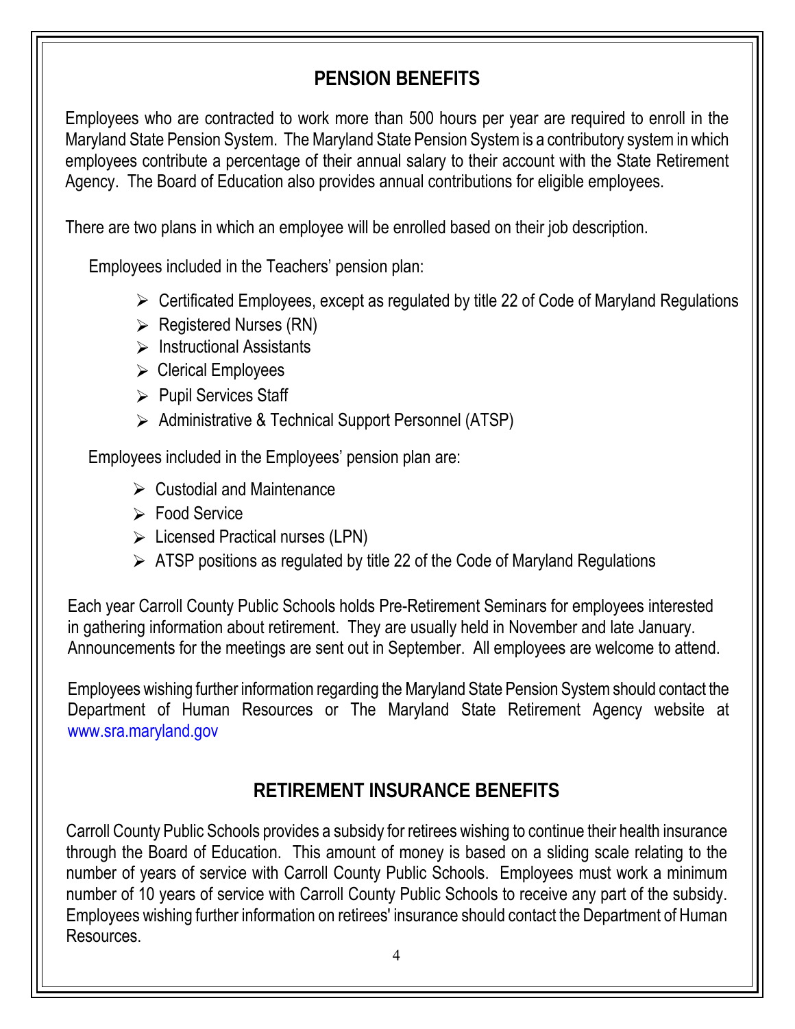## PENSION BENEFITS

Employees who are contracted to work more than 500 hours per year are required to enroll in the Maryland State Pension System. The Maryland State Pension System is a contributory system in which employees contribute a percentage of their annual salary to their account with the State Retirement Agency. The Board of Education also provides annual contributions for eligible employees.

There are two plans in which an employee will be enrolled based on their job description.

Employees included in the Teachers' pension plan:

- Certificated Employees, except as regulated by title 22 of Code of Maryland Regulations
- Registered Nurses (RN)
- Instructional Assistants
- Clerical Employees
- Pupil Services Staff
- Administrative & Technical Support Personnel (ATSP)

Employees included in the Employees' pension plan are:

- Custodial and Maintenance
- Food Service
- Licensed Practical nurses (LPN)
- ATSP positions as regulated by title 22 of the Code of Maryland Regulations

Each year Carroll County Public Schools holds Pre-Retirement Seminars for employees interested in gathering information about retirement. They are usually held in November and late January. Announcements for the meetings are sent out in September. All employees are welcome to attend.

Employees wishing further information regarding the Maryland State Pension System should contact the Department of Human Resources or The Maryland State Retirement Agency website at www.sra.maryland.gov

## RETIREMENT INSURANCE BENEFITS

Carroll County Public Schools provides a subsidy for retirees wishing to continue their health insurance through the Board of Education. This amount of money is based on a sliding scale relating to the number of years of service with Carroll County Public Schools. Employees must work a minimum number of 10 years of service with Carroll County Public Schools to receive any part of the subsidy. Employees wishing further information on retirees' insurance should contact the Department of Human Resources.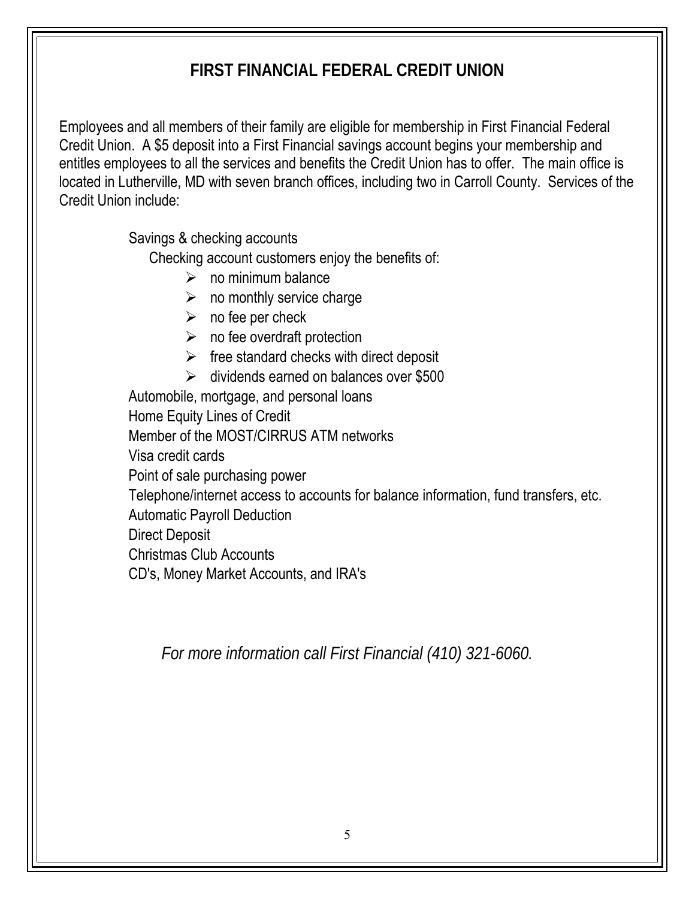# FIRST FINANCIAL FEDERAL CREDIT UNION

Employees and all members of their family are eligible for membership in First Financial Federal Credit Union. A $5 deposit into a First Financial savings account begins your membership and entitles employees to all the services and benefits the Credit Union has to offer. The main office is located in Lutherville, MD with seven branch offices, including two in Carroll County. Services of the Credit Union include:

Savings & checking accounts

Checking account customers enjoy the benefits of:

- no minimum balance
- no monthly service charge
- no fee per check
- no fee overdraft protection
- free standard checks with direct deposit
- dividends earned on balances over $500

Automobile, mortgage, and personal loans
Home Equity Lines of Credit
Member of the MOST/CIRRUS ATM networks
Visa credit cards
Point of sale purchasing power
Telephone/internet access to accounts for balance information, fund transfers, etc.
Automatic Payroll Deduction
Direct Deposit
Christmas Club Accounts
CD's, Money Market Accounts, and IRA's

*For more information call First Financial (410) 321-6060.*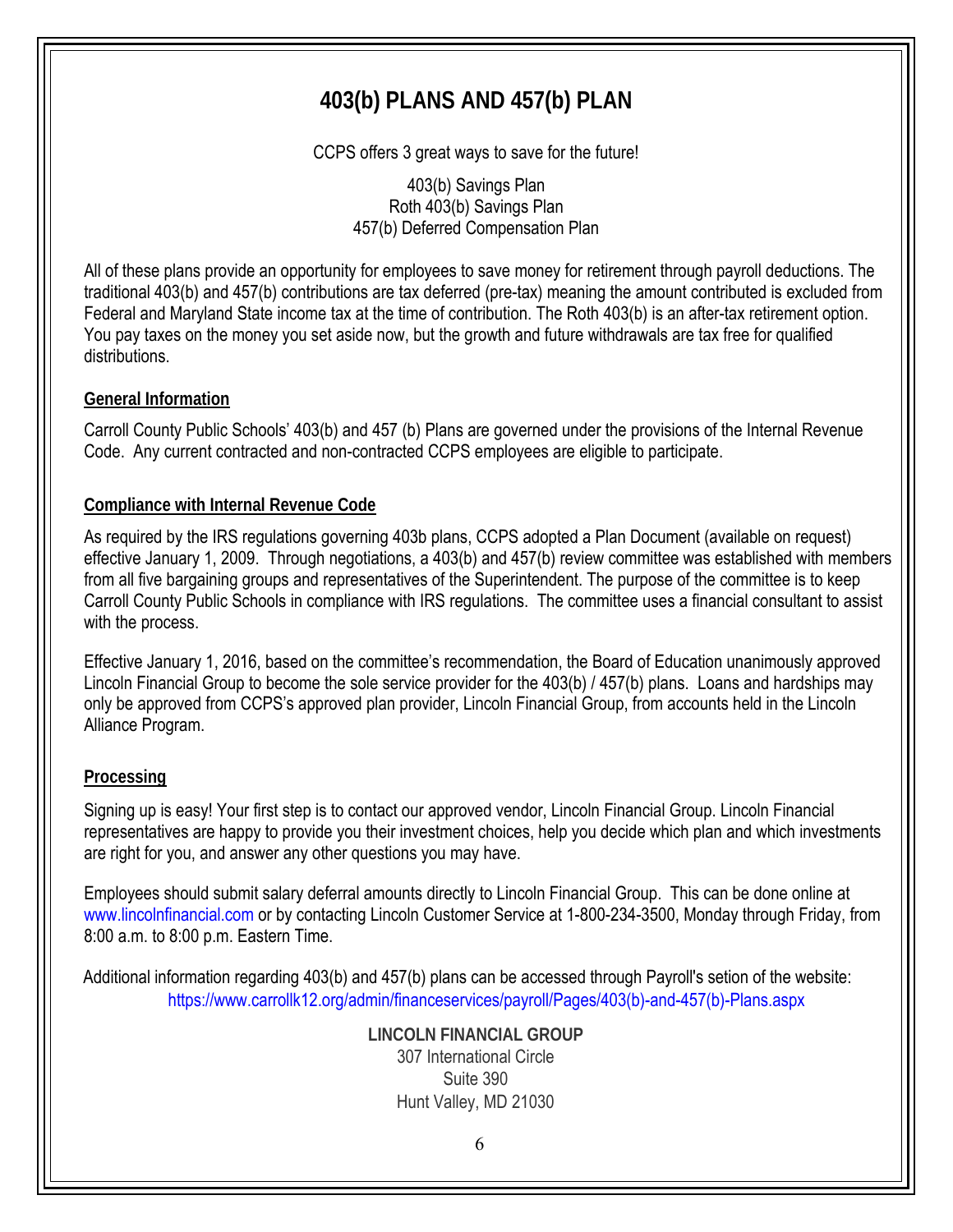# 403(b) PLANS AND 457(b) PLAN

CCPS offers 3 great ways to save for the future!

403(b) Savings Plan
Roth 403(b) Savings Plan
457(b) Deferred Compensation Plan

All of these plans provide an opportunity for employees to save money for retirement through payroll deductions. The traditional 403(b) and 457(b) contributions are tax deferred (pre-tax) meaning the amount contributed is excluded from Federal and Maryland State income tax at the time of contribution. The Roth 403(b) is an after-tax retirement option. You pay taxes on the money you set aside now, but the growth and future withdrawals are tax free for qualified distributions.

## General Information

Carroll County Public Schools' 403(b) and 457 (b) Plans are governed under the provisions of the Internal Revenue Code. Any current contracted and non-contracted CCPS employees are eligible to participate.

## Compliance with Internal Revenue Code

As required by the IRS regulations governing 403b plans, CCPS adopted a Plan Document (available on request) effective January 1, 2009. Through negotiations, a 403(b) and 457(b) review committee was established with members from all five bargaining groups and representatives of the Superintendent. The purpose of the committee is to keep Carroll County Public Schools in compliance with IRS regulations. The committee uses a financial consultant to assist with the process.

Effective January 1, 2016, based on the committee's recommendation, the Board of Education unanimously approved Lincoln Financial Group to become the sole service provider for the 403(b) / 457(b) plans. Loans and hardships may only be approved from CCPS's approved plan provider, Lincoln Financial Group, from accounts held in the Lincoln Alliance Program.

## Processing

Signing up is easy! Your first step is to contact our approved vendor, Lincoln Financial Group. Lincoln Financial representatives are happy to provide you their investment choices, help you decide which plan and which investments are right for you, and answer any other questions you may have.

Employees should submit salary deferral amounts directly to Lincoln Financial Group. This can be done online at www.lincolnfinancial.com or by contacting Lincoln Customer Service at 1-800-234-3500, Monday through Friday, from 8:00 a.m. to 8:00 p.m. Eastern Time.

Additional information regarding 403(b) and 457(b) plans can be accessed through Payroll's setion of the website:
https://www.carrollk12.org/admin/financeservices/payroll/Pages/403(b)-and-457(b)-Plans.aspx

**LINCOLN FINANCIAL GROUP**
307 International Circle
Suite 390
Hunt Valley, MD 21030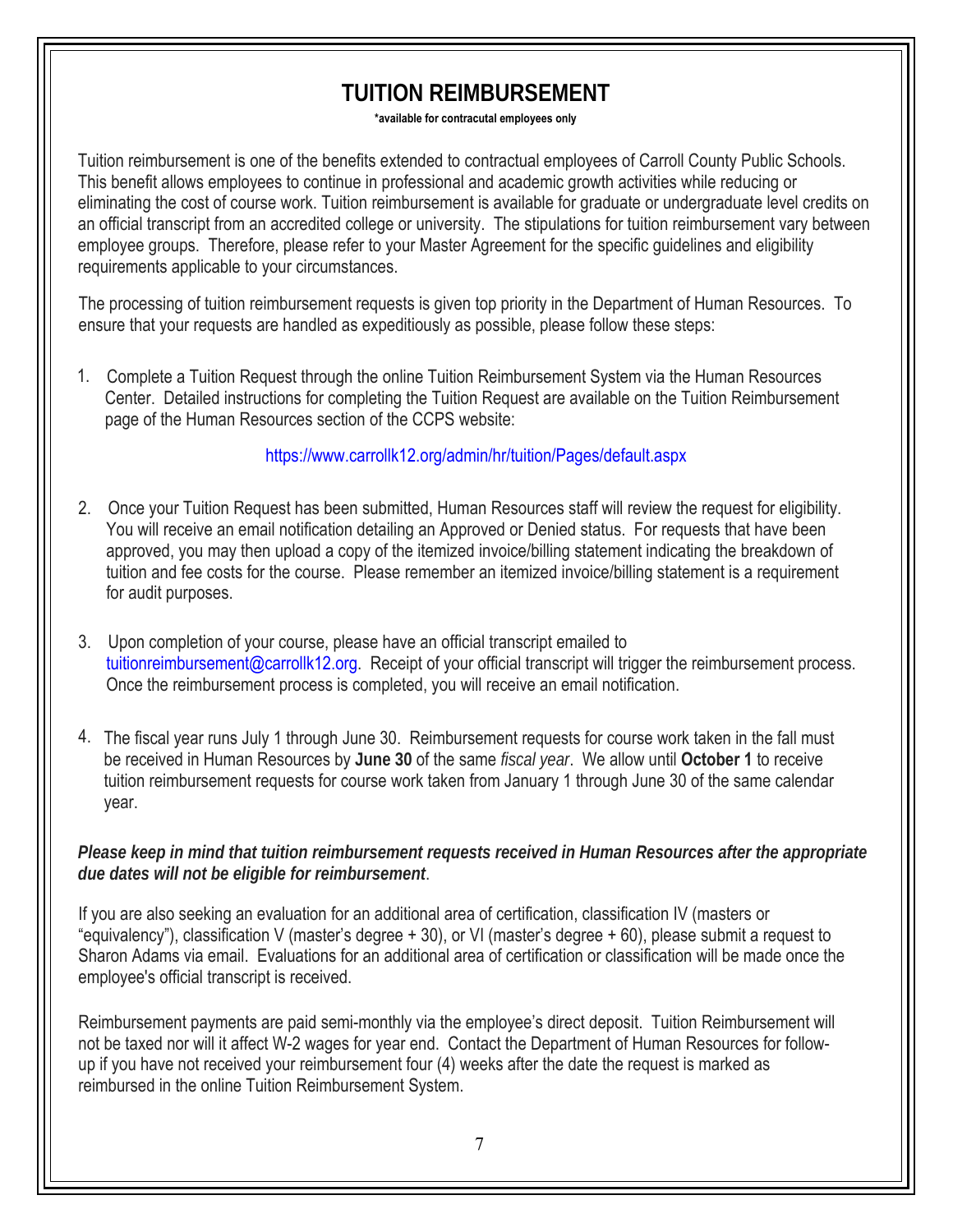# TUITION REIMBURSEMENT

**\*available for contracutal employees only**

Tuition reimbursement is one of the benefits extended to contractual employees of Carroll County Public Schools. This benefit allows employees to continue in professional and academic growth activities while reducing or eliminating the cost of course work. Tuition reimbursement is available for graduate or undergraduate level credits on an official transcript from an accredited college or university. The stipulations for tuition reimbursement vary between employee groups. Therefore, please refer to your Master Agreement for the specific guidelines and eligibility requirements applicable to your circumstances.

The processing of tuition reimbursement requests is given top priority in the Department of Human Resources. To ensure that your requests are handled as expeditiously as possible, please follow these steps:

1. Complete a Tuition Request through the online Tuition Reimbursement System via the Human Resources Center. Detailed instructions for completing the Tuition Request are available on the Tuition Reimbursement page of the Human Resources section of the CCPS website:

   https://www.carrollk12.org/admin/hr/tuition/Pages/default.aspx

2. Once your Tuition Request has been submitted, Human Resources staff will review the request for eligibility. You will receive an email notification detailing an Approved or Denied status. For requests that have been approved, you may then upload a copy of the itemized invoice/billing statement indicating the breakdown of tuition and fee costs for the course. Please remember an itemized invoice/billing statement is a requirement for audit purposes.

3. Upon completion of your course, please have an official transcript emailed to tuitionreimbursement@carrollk12.org. Receipt of your official transcript will trigger the reimbursement process. Once the reimbursement process is completed, you will receive an email notification.

4. The fiscal year runs July 1 through June 30. Reimbursement requests for course work taken in the fall must be received in Human Resources by **June 30** of the same *fiscal year*. We allow until **October 1** to receive tuition reimbursement requests for course work taken from January 1 through June 30 of the same calendar year.

***Please keep in mind that tuition reimbursement requests received in Human Resources after the appropriate due dates will not be eligible for reimbursement***.

If you are also seeking an evaluation for an additional area of certification, classification IV (masters or "equivalency"), classification V (master's degree + 30), or VI (master's degree + 60), please submit a request to Sharon Adams via email. Evaluations for an additional area of certification or classification will be made once the employee's official transcript is received.

Reimbursement payments are paid semi-monthly via the employee's direct deposit. Tuition Reimbursement will not be taxed nor will it affect W-2 wages for year end. Contact the Department of Human Resources for follow-up if you have not received your reimbursement four (4) weeks after the date the request is marked as reimbursed in the online Tuition Reimbursement System.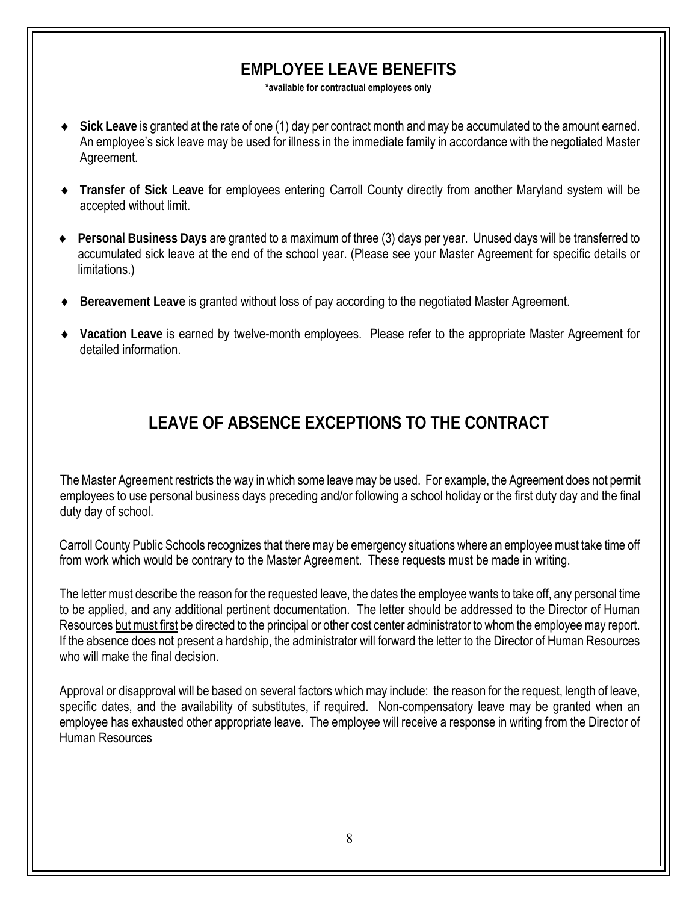# EMPLOYEE LEAVE BENEFITS

**\*available for contractual employees only**

- **Sick Leave** is granted at the rate of one (1) day per contract month and may be accumulated to the amount earned. An employee's sick leave may be used for illness in the immediate family in accordance with the negotiated Master Agreement.
- **Transfer of Sick Leave** for employees entering Carroll County directly from another Maryland system will be accepted without limit.
- **Personal Business Days** are granted to a maximum of three (3) days per year. Unused days will be transferred to accumulated sick leave at the end of the school year. (Please see your Master Agreement for specific details or limitations.)
- **Bereavement Leave** is granted without loss of pay according to the negotiated Master Agreement.
- **Vacation Leave** is earned by twelve-month employees. Please refer to the appropriate Master Agreement for detailed information.

# LEAVE OF ABSENCE EXCEPTIONS TO THE CONTRACT

The Master Agreement restricts the way in which some leave may be used. For example, the Agreement does not permit employees to use personal business days preceding and/or following a school holiday or the first duty day and the final duty day of school.

Carroll County Public Schools recognizes that there may be emergency situations where an employee must take time off from work which would be contrary to the Master Agreement. These requests must be made in writing.

The letter must describe the reason for the requested leave, the dates the employee wants to take off, any personal time to be applied, and any additional pertinent documentation. The letter should be addressed to the Director of Human Resources <u>but must first</u> be directed to the principal or other cost center administrator to whom the employee may report. If the absence does not present a hardship, the administrator will forward the letter to the Director of Human Resources who will make the final decision.

Approval or disapproval will be based on several factors which may include: the reason for the request, length of leave, specific dates, and the availability of substitutes, if required. Non-compensatory leave may be granted when an employee has exhausted other appropriate leave. The employee will receive a response in writing from the Director of Human Resources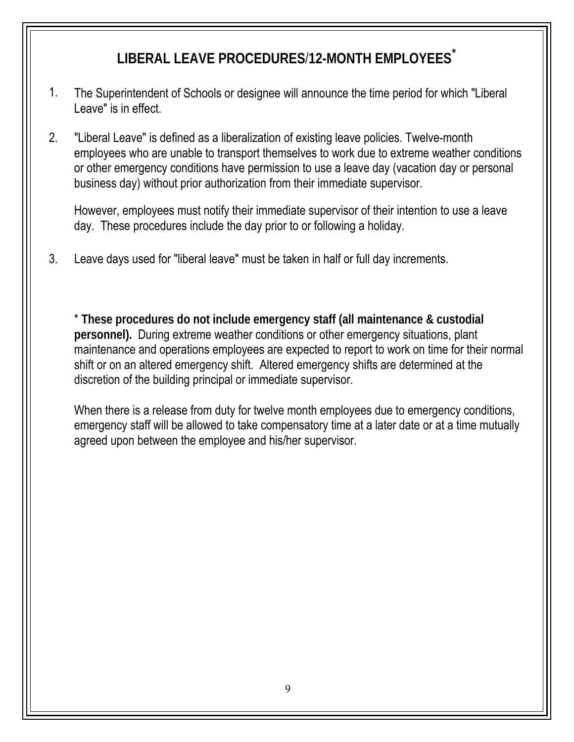# LIBERAL LEAVE PROCEDURES/12-MONTH EMPLOYEES*

1. The Superintendent of Schools or designee will announce the time period for which "Liberal Leave" is in effect.

2. "Liberal Leave" is defined as a liberalization of existing leave policies. Twelve-month employees who are unable to transport themselves to work due to extreme weather conditions or other emergency conditions have permission to use a leave day (vacation day or personal business day) without prior authorization from their immediate supervisor.

   However, employees must notify their immediate supervisor of their intention to use a leave day. These procedures include the day prior to or following a holiday.

3. Leave days used for "liberal leave" must be taken in half or full day increments.

\* **These procedures do not include emergency staff (all maintenance & custodial personnel).** During extreme weather conditions or other emergency situations, plant maintenance and operations employees are expected to report to work on time for their normal shift or on an altered emergency shift. Altered emergency shifts are determined at the discretion of the building principal or immediate supervisor.

When there is a release from duty for twelve month employees due to emergency conditions, emergency staff will be allowed to take compensatory time at a later date or at a time mutually agreed upon between the employee and his/her supervisor.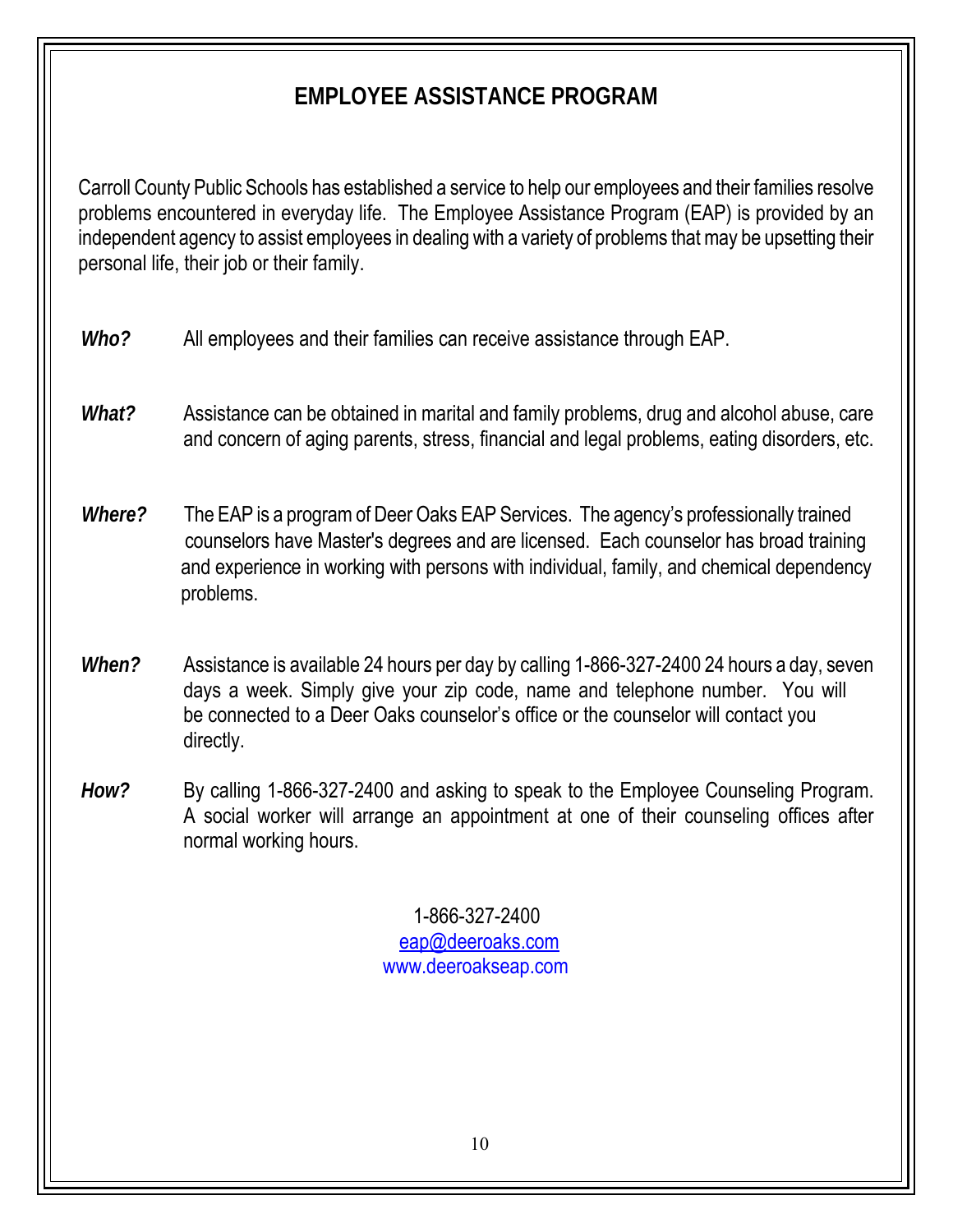# EMPLOYEE ASSISTANCE PROGRAM

Carroll County Public Schools has established a service to help our employees and their families resolve problems encountered in everyday life. The Employee Assistance Program (EAP) is provided by an independent agency to assist employees in dealing with a variety of problems that may be upsetting their personal life, their job or their family.

***Who?*** All employees and their families can receive assistance through EAP.

***What?*** Assistance can be obtained in marital and family problems, drug and alcohol abuse, care and concern of aging parents, stress, financial and legal problems, eating disorders, etc.

***Where?*** The EAP is a program of Deer Oaks EAP Services. The agency's professionally trained counselors have Master's degrees and are licensed. Each counselor has broad training and experience in working with persons with individual, family, and chemical dependency problems.

***When?*** Assistance is available 24 hours per day by calling 1-866-327-2400 24 hours a day, seven days a week. Simply give your zip code, name and telephone number. You will be connected to a Deer Oaks counselor's office or the counselor will contact you directly.

***How?*** By calling 1-866-327-2400 and asking to speak to the Employee Counseling Program. A social worker will arrange an appointment at one of their counseling offices after normal working hours.

1-866-327-2400
eap@deeroaks.com
www.deeroakseap.com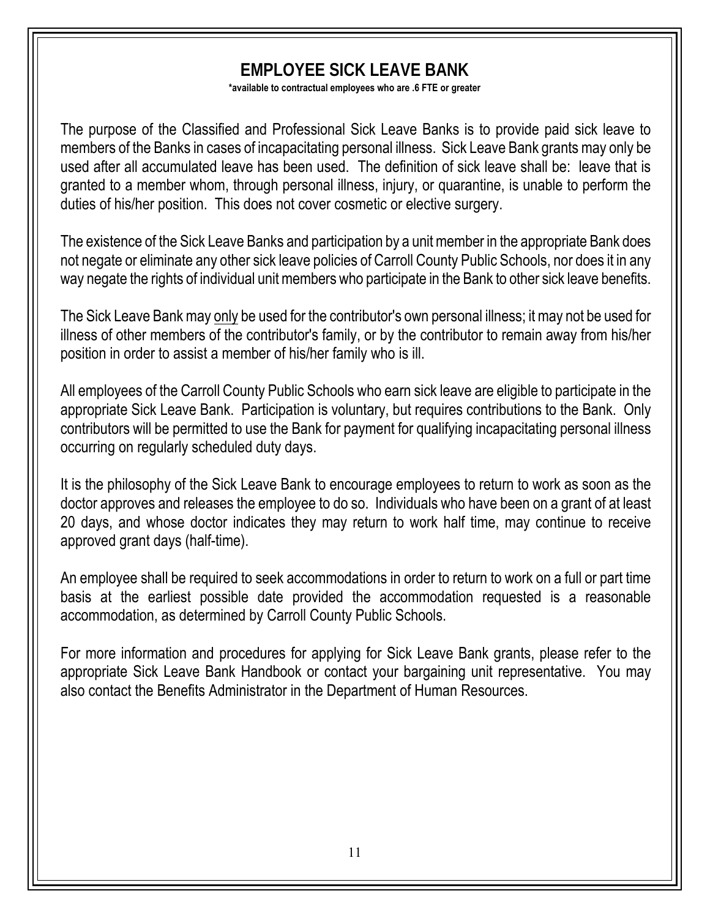# EMPLOYEE SICK LEAVE BANK

**\*available to contractual employees who are .6 FTE or greater**

The purpose of the Classified and Professional Sick Leave Banks is to provide paid sick leave to members of the Banks in cases of incapacitating personal illness. Sick Leave Bank grants may only be used after all accumulated leave has been used. The definition of sick leave shall be: leave that is granted to a member whom, through personal illness, injury, or quarantine, is unable to perform the duties of his/her position. This does not cover cosmetic or elective surgery.

The existence of the Sick Leave Banks and participation by a unit member in the appropriate Bank does not negate or eliminate any other sick leave policies of Carroll County Public Schools, nor does it in any way negate the rights of individual unit members who participate in the Bank to other sick leave benefits.

The Sick Leave Bank may only be used for the contributor's own personal illness; it may not be used for illness of other members of the contributor's family, or by the contributor to remain away from his/her position in order to assist a member of his/her family who is ill.

All employees of the Carroll County Public Schools who earn sick leave are eligible to participate in the appropriate Sick Leave Bank. Participation is voluntary, but requires contributions to the Bank. Only contributors will be permitted to use the Bank for payment for qualifying incapacitating personal illness occurring on regularly scheduled duty days.

It is the philosophy of the Sick Leave Bank to encourage employees to return to work as soon as the doctor approves and releases the employee to do so. Individuals who have been on a grant of at least 20 days, and whose doctor indicates they may return to work half time, may continue to receive approved grant days (half-time).

An employee shall be required to seek accommodations in order to return to work on a full or part time basis at the earliest possible date provided the accommodation requested is a reasonable accommodation, as determined by Carroll County Public Schools.

For more information and procedures for applying for Sick Leave Bank grants, please refer to the appropriate Sick Leave Bank Handbook or contact your bargaining unit representative. You may also contact the Benefits Administrator in the Department of Human Resources.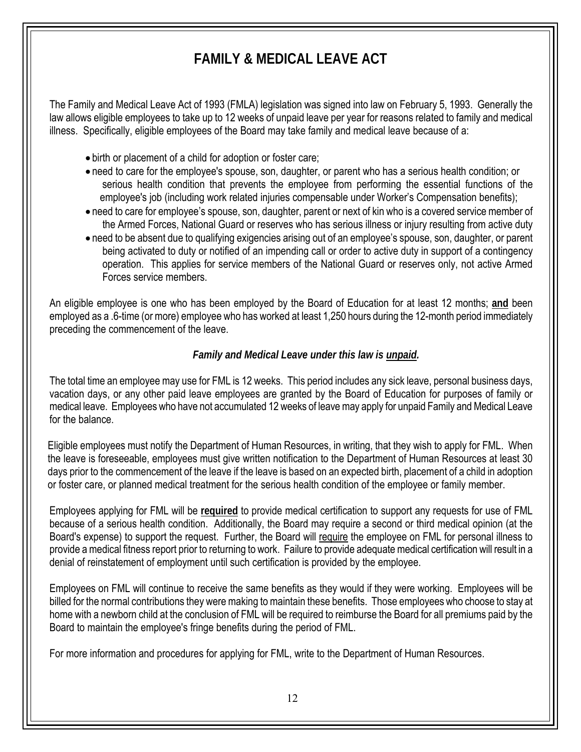# FAMILY & MEDICAL LEAVE ACT

The Family and Medical Leave Act of 1993 (FMLA) legislation was signed into law on February 5, 1993. Generally the law allows eligible employees to take up to 12 weeks of unpaid leave per year for reasons related to family and medical illness. Specifically, eligible employees of the Board may take family and medical leave because of a:

- birth or placement of a child for adoption or foster care;
- need to care for the employee's spouse, son, daughter, or parent who has a serious health condition; or serious health condition that prevents the employee from performing the essential functions of the employee's job (including work related injuries compensable under Worker's Compensation benefits);
- need to care for employee's spouse, son, daughter, parent or next of kin who is a covered service member of the Armed Forces, National Guard or reserves who has serious illness or injury resulting from active duty
- need to be absent due to qualifying exigencies arising out of an employee's spouse, son, daughter, or parent being activated to duty or notified of an impending call or order to active duty in support of a contingency operation. This applies for service members of the National Guard or reserves only, not active Armed Forces service members.

An eligible employee is one who has been employed by the Board of Education for at least 12 months; **and** been employed as a .6-time (or more) employee who has worked at least 1,250 hours during the 12-month period immediately preceding the commencement of the leave.

***Family and Medical Leave under this law is unpaid.***

The total time an employee may use for FML is 12 weeks. This period includes any sick leave, personal business days, vacation days, or any other paid leave employees are granted by the Board of Education for purposes of family or medical leave. Employees who have not accumulated 12 weeks of leave may apply for unpaid Family and Medical Leave for the balance.

Eligible employees must notify the Department of Human Resources, in writing, that they wish to apply for FML. When the leave is foreseeable, employees must give written notification to the Department of Human Resources at least 30 days prior to the commencement of the leave if the leave is based on an expected birth, placement of a child in adoption or foster care, or planned medical treatment for the serious health condition of the employee or family member.

Employees applying for FML will be **required** to provide medical certification to support any requests for use of FML because of a serious health condition. Additionally, the Board may require a second or third medical opinion (at the Board's expense) to support the request. Further, the Board will require the employee on FML for personal illness to provide a medical fitness report prior to returning to work. Failure to provide adequate medical certification will result in a denial of reinstatement of employment until such certification is provided by the employee.

Employees on FML will continue to receive the same benefits as they would if they were working. Employees will be billed for the normal contributions they were making to maintain these benefits. Those employees who choose to stay at home with a newborn child at the conclusion of FML will be required to reimburse the Board for all premiums paid by the Board to maintain the employee's fringe benefits during the period of FML.

For more information and procedures for applying for FML, write to the Department of Human Resources.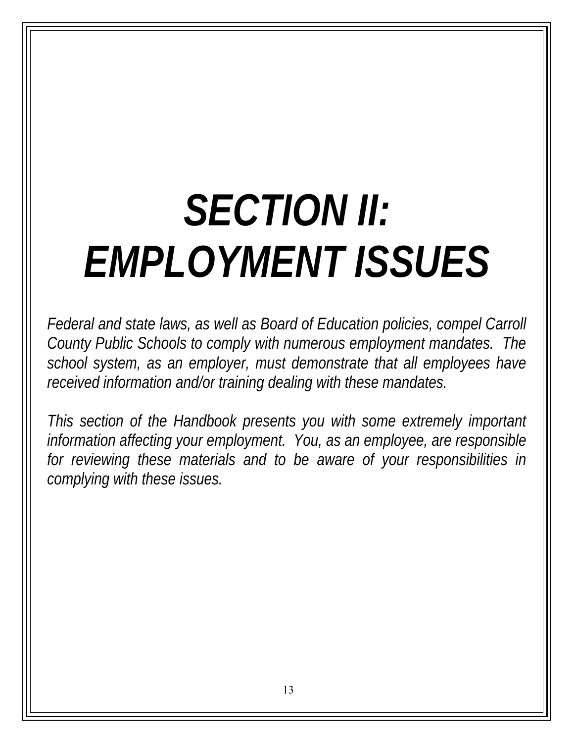# *SECTION II: EMPLOYMENT ISSUES*

*Federal and state laws, as well as Board of Education policies, compel Carroll County Public Schools to comply with numerous employment mandates. The school system, as an employer, must demonstrate that all employees have received information and/or training dealing with these mandates.*

*This section of the Handbook presents you with some extremely important information affecting your employment. You, as an employee, are responsible for reviewing these materials and to be aware of your responsibilities in complying with these issues.*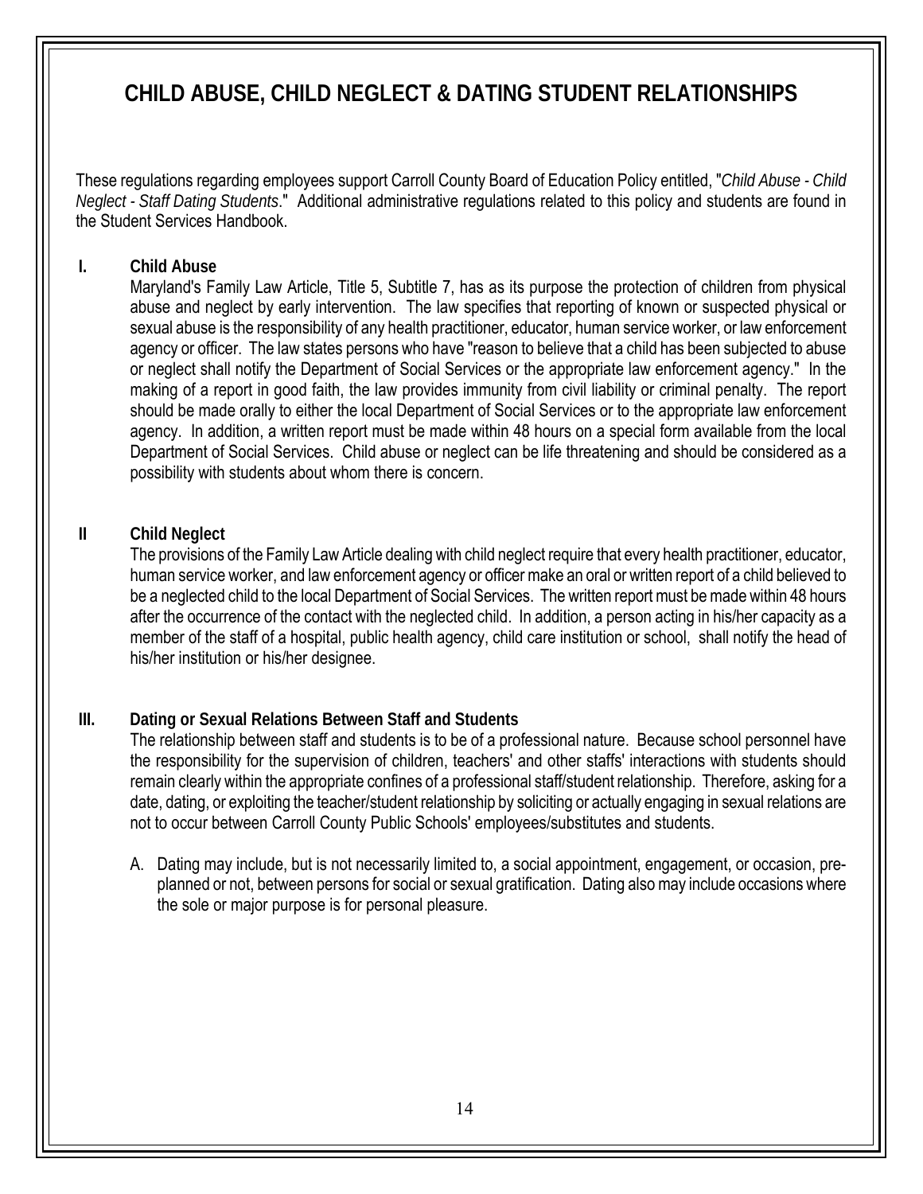# CHILD ABUSE, CHILD NEGLECT & DATING STUDENT RELATIONSHIPS

These regulations regarding employees support Carroll County Board of Education Policy entitled, "*Child Abuse - Child Neglect - Staff Dating Students*." Additional administrative regulations related to this policy and students are found in the Student Services Handbook.

## I. Child Abuse

Maryland's Family Law Article, Title 5, Subtitle 7, has as its purpose the protection of children from physical abuse and neglect by early intervention. The law specifies that reporting of known or suspected physical or sexual abuse is the responsibility of any health practitioner, educator, human service worker, or law enforcement agency or officer. The law states persons who have "reason to believe that a child has been subjected to abuse or neglect shall notify the Department of Social Services or the appropriate law enforcement agency." In the making of a report in good faith, the law provides immunity from civil liability or criminal penalty. The report should be made orally to either the local Department of Social Services or to the appropriate law enforcement agency. In addition, a written report must be made within 48 hours on a special form available from the local Department of Social Services. Child abuse or neglect can be life threatening and should be considered as a possibility with students about whom there is concern.

## II Child Neglect

The provisions of the Family Law Article dealing with child neglect require that every health practitioner, educator, human service worker, and law enforcement agency or officer make an oral or written report of a child believed to be a neglected child to the local Department of Social Services. The written report must be made within 48 hours after the occurrence of the contact with the neglected child. In addition, a person acting in his/her capacity as a member of the staff of a hospital, public health agency, child care institution or school, shall notify the head of his/her institution or his/her designee.

## III. Dating or Sexual Relations Between Staff and Students

The relationship between staff and students is to be of a professional nature. Because school personnel have the responsibility for the supervision of children, teachers' and other staffs' interactions with students should remain clearly within the appropriate confines of a professional staff/student relationship. Therefore, asking for a date, dating, or exploiting the teacher/student relationship by soliciting or actually engaging in sexual relations are not to occur between Carroll County Public Schools' employees/substitutes and students.

A. Dating may include, but is not necessarily limited to, a social appointment, engagement, or occasion, pre-planned or not, between persons for social or sexual gratification. Dating also may include occasions where the sole or major purpose is for personal pleasure.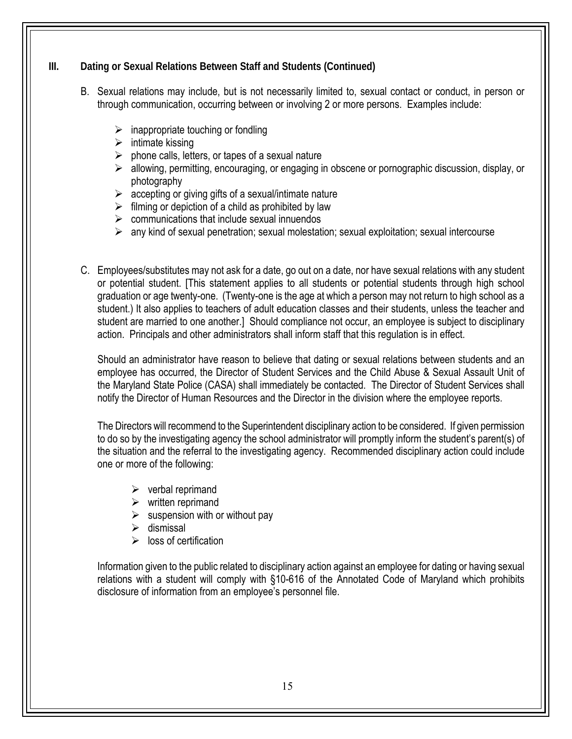## III. Dating or Sexual Relations Between Staff and Students (Continued)

B. Sexual relations may include, but is not necessarily limited to, sexual contact or conduct, in person or through communication, occurring between or involving 2 or more persons. Examples include:

- inappropriate touching or fondling
- intimate kissing
- phone calls, letters, or tapes of a sexual nature
- allowing, permitting, encouraging, or engaging in obscene or pornographic discussion, display, or photography
- accepting or giving gifts of a sexual/intimate nature
- filming or depiction of a child as prohibited by law
- communications that include sexual innuendos
- any kind of sexual penetration; sexual molestation; sexual exploitation; sexual intercourse

C. Employees/substitutes may not ask for a date, go out on a date, nor have sexual relations with any student or potential student. [This statement applies to all students or potential students through high school graduation or age twenty-one. (Twenty-one is the age at which a person may not return to high school as a student.) It also applies to teachers of adult education classes and their students, unless the teacher and student are married to one another.] Should compliance not occur, an employee is subject to disciplinary action. Principals and other administrators shall inform staff that this regulation is in effect.

Should an administrator have reason to believe that dating or sexual relations between students and an employee has occurred, the Director of Student Services and the Child Abuse & Sexual Assault Unit of the Maryland State Police (CASA) shall immediately be contacted. The Director of Student Services shall notify the Director of Human Resources and the Director in the division where the employee reports.

The Directors will recommend to the Superintendent disciplinary action to be considered. If given permission to do so by the investigating agency the school administrator will promptly inform the student's parent(s) of the situation and the referral to the investigating agency. Recommended disciplinary action could include one or more of the following:

- verbal reprimand
- written reprimand
- suspension with or without pay
- dismissal
- loss of certification

Information given to the public related to disciplinary action against an employee for dating or having sexual relations with a student will comply with §10-616 of the Annotated Code of Maryland which prohibits disclosure of information from an employee's personnel file.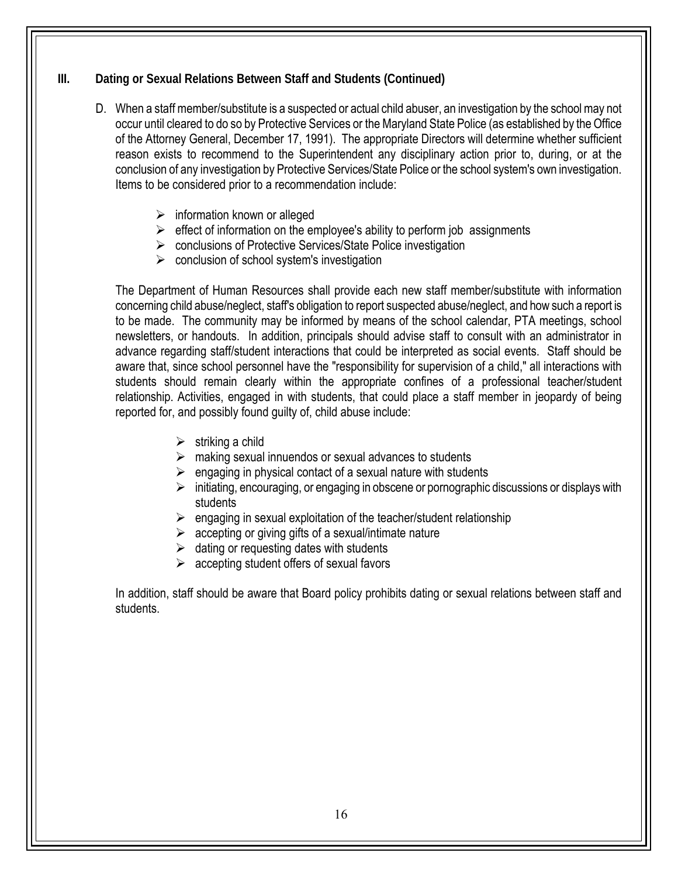## III. Dating or Sexual Relations Between Staff and Students (Continued)

D. When a staff member/substitute is a suspected or actual child abuser, an investigation by the school may not occur until cleared to do so by Protective Services or the Maryland State Police (as established by the Office of the Attorney General, December 17, 1991). The appropriate Directors will determine whether sufficient reason exists to recommend to the Superintendent any disciplinary action prior to, during, or at the conclusion of any investigation by Protective Services/State Police or the school system's own investigation. Items to be considered prior to a recommendation include:

- information known or alleged
- effect of information on the employee's ability to perform job assignments
- conclusions of Protective Services/State Police investigation
- conclusion of school system's investigation

The Department of Human Resources shall provide each new staff member/substitute with information concerning child abuse/neglect, staff's obligation to report suspected abuse/neglect, and how such a report is to be made. The community may be informed by means of the school calendar, PTA meetings, school newsletters, or handouts. In addition, principals should advise staff to consult with an administrator in advance regarding staff/student interactions that could be interpreted as social events. Staff should be aware that, since school personnel have the "responsibility for supervision of a child," all interactions with students should remain clearly within the appropriate confines of a professional teacher/student relationship. Activities, engaged in with students, that could place a staff member in jeopardy of being reported for, and possibly found guilty of, child abuse include:

- striking a child
- making sexual innuendos or sexual advances to students
- engaging in physical contact of a sexual nature with students
- initiating, encouraging, or engaging in obscene or pornographic discussions or displays with students
- engaging in sexual exploitation of the teacher/student relationship
- accepting or giving gifts of a sexual/intimate nature
- dating or requesting dates with students
- accepting student offers of sexual favors

In addition, staff should be aware that Board policy prohibits dating or sexual relations between staff and students.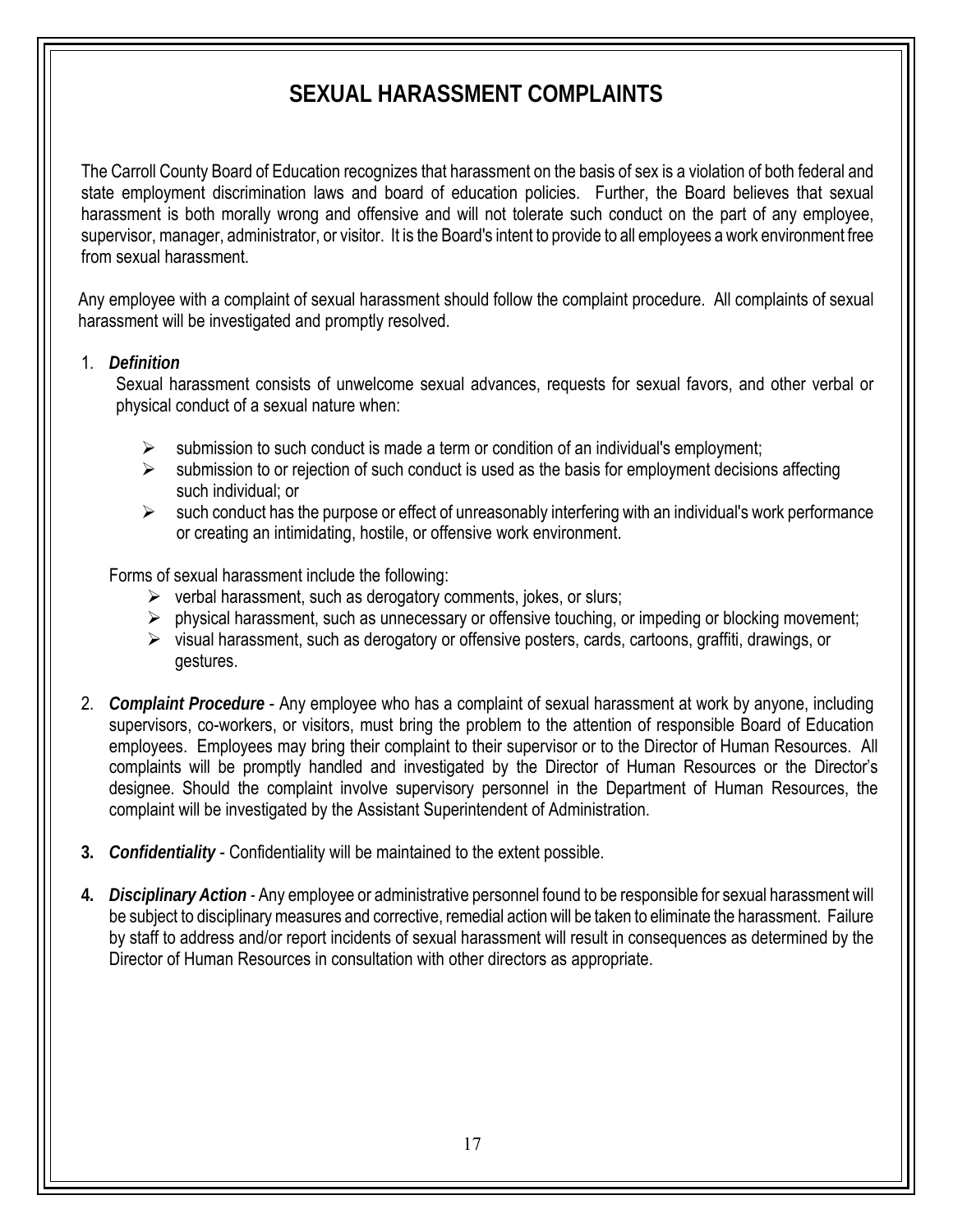# SEXUAL HARASSMENT COMPLAINTS

The Carroll County Board of Education recognizes that harassment on the basis of sex is a violation of both federal and state employment discrimination laws and board of education policies. Further, the Board believes that sexual harassment is both morally wrong and offensive and will not tolerate such conduct on the part of any employee, supervisor, manager, administrator, or visitor. It is the Board's intent to provide to all employees a work environment free from sexual harassment.

Any employee with a complaint of sexual harassment should follow the complaint procedure. All complaints of sexual harassment will be investigated and promptly resolved.

1. ***Definition***

   Sexual harassment consists of unwelcome sexual advances, requests for sexual favors, and other verbal or physical conduct of a sexual nature when:

   - submission to such conduct is made a term or condition of an individual's employment;
   - submission to or rejection of such conduct is used as the basis for employment decisions affecting such individual; or
   - such conduct has the purpose or effect of unreasonably interfering with an individual's work performance or creating an intimidating, hostile, or offensive work environment.

   Forms of sexual harassment include the following:

   - verbal harassment, such as derogatory comments, jokes, or slurs;
   - physical harassment, such as unnecessary or offensive touching, or impeding or blocking movement;
   - visual harassment, such as derogatory or offensive posters, cards, cartoons, graffiti, drawings, or gestures.

2. ***Complaint Procedure*** - Any employee who has a complaint of sexual harassment at work by anyone, including supervisors, co-workers, or visitors, must bring the problem to the attention of responsible Board of Education employees. Employees may bring their complaint to their supervisor or to the Director of Human Resources. All complaints will be promptly handled and investigated by the Director of Human Resources or the Director's designee. Should the complaint involve supervisory personnel in the Department of Human Resources, the complaint will be investigated by the Assistant Superintendent of Administration.

3. ***Confidentiality*** - Confidentiality will be maintained to the extent possible.

4. ***Disciplinary Action*** - Any employee or administrative personnel found to be responsible for sexual harassment will be subject to disciplinary measures and corrective, remedial action will be taken to eliminate the harassment. Failure by staff to address and/or report incidents of sexual harassment will result in consequences as determined by the Director of Human Resources in consultation with other directors as appropriate.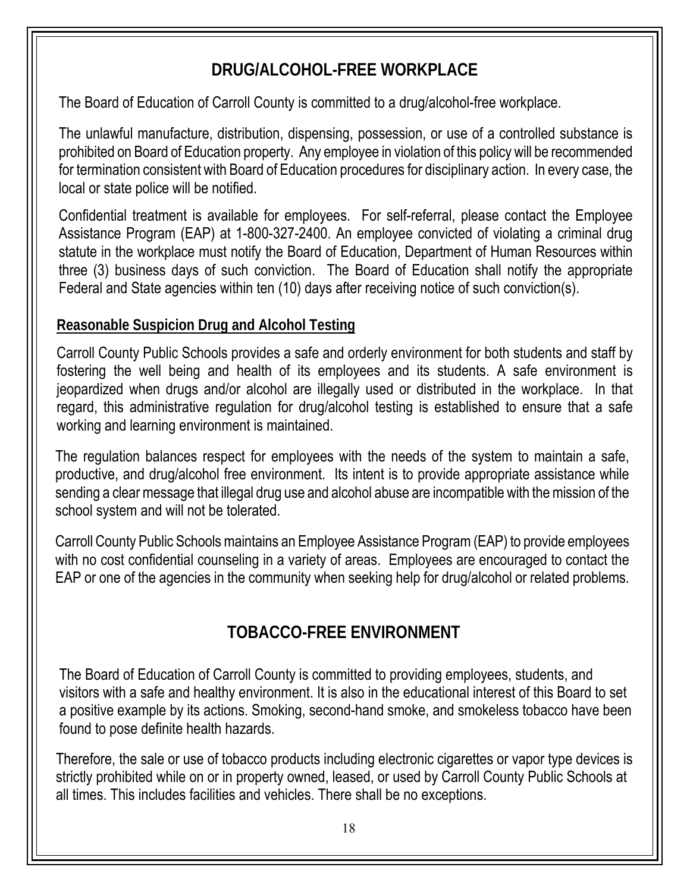# DRUG/ALCOHOL-FREE WORKPLACE

The Board of Education of Carroll County is committed to a drug/alcohol-free workplace.

The unlawful manufacture, distribution, dispensing, possession, or use of a controlled substance is prohibited on Board of Education property. Any employee in violation of this policy will be recommended for termination consistent with Board of Education procedures for disciplinary action. In every case, the local or state police will be notified.

Confidential treatment is available for employees. For self-referral, please contact the Employee Assistance Program (EAP) at 1-800-327-2400. An employee convicted of violating a criminal drug statute in the workplace must notify the Board of Education, Department of Human Resources within three (3) business days of such conviction. The Board of Education shall notify the appropriate Federal and State agencies within ten (10) days after receiving notice of such conviction(s).

## Reasonable Suspicion Drug and Alcohol Testing

Carroll County Public Schools provides a safe and orderly environment for both students and staff by fostering the well being and health of its employees and its students. A safe environment is jeopardized when drugs and/or alcohol are illegally used or distributed in the workplace. In that regard, this administrative regulation for drug/alcohol testing is established to ensure that a safe working and learning environment is maintained.

The regulation balances respect for employees with the needs of the system to maintain a safe, productive, and drug/alcohol free environment. Its intent is to provide appropriate assistance while sending a clear message that illegal drug use and alcohol abuse are incompatible with the mission of the school system and will not be tolerated.

Carroll County Public Schools maintains an Employee Assistance Program (EAP) to provide employees with no cost confidential counseling in a variety of areas. Employees are encouraged to contact the EAP or one of the agencies in the community when seeking help for drug/alcohol or related problems.

# TOBACCO-FREE ENVIRONMENT

The Board of Education of Carroll County is committed to providing employees, students, and visitors with a safe and healthy environment. It is also in the educational interest of this Board to set a positive example by its actions. Smoking, second-hand smoke, and smokeless tobacco have been found to pose definite health hazards.

Therefore, the sale or use of tobacco products including electronic cigarettes or vapor type devices is strictly prohibited while on or in property owned, leased, or used by Carroll County Public Schools at all times. This includes facilities and vehicles. There shall be no exceptions.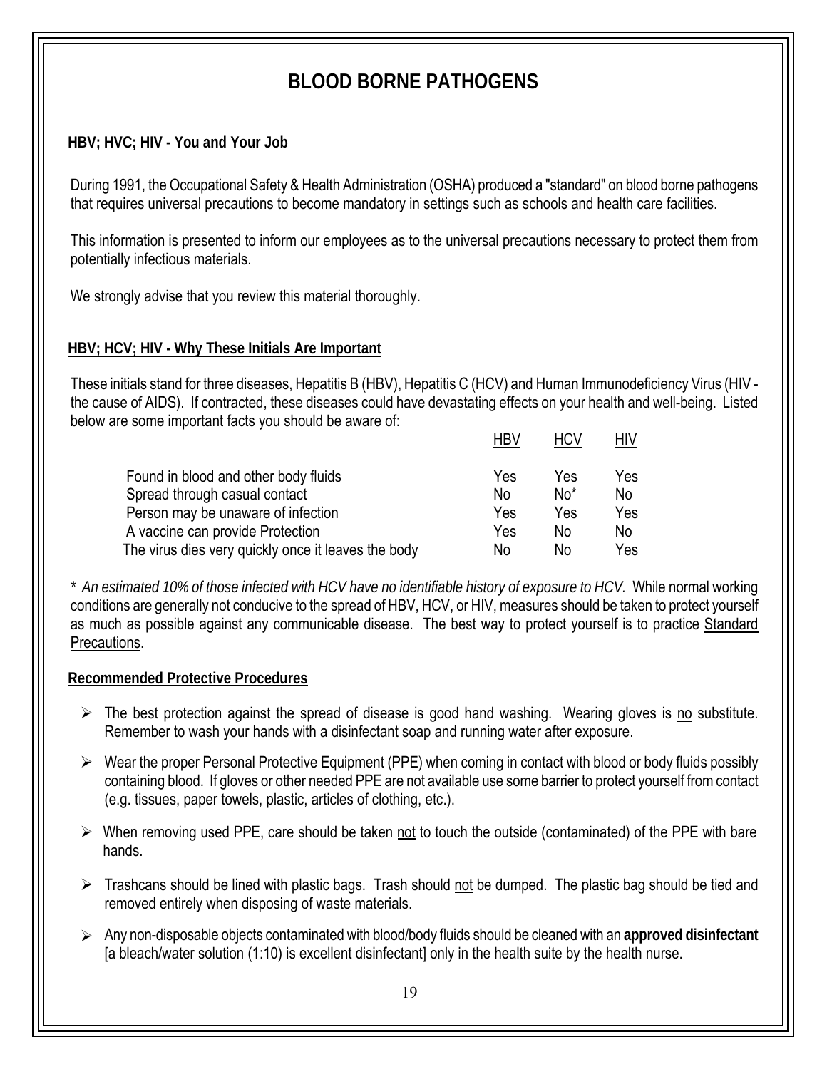# BLOOD BORNE PATHOGENS

## HBV; HVC; HIV - You and Your Job

During 1991, the Occupational Safety & Health Administration (OSHA) produced a "standard" on blood borne pathogens that requires universal precautions to become mandatory in settings such as schools and health care facilities.

This information is presented to inform our employees as to the universal precautions necessary to protect them from potentially infectious materials.

We strongly advise that you review this material thoroughly.

## HBV; HCV; HIV - Why These Initials Are Important

These initials stand for three diseases, Hepatitis B (HBV), Hepatitis C (HCV) and Human Immunodeficiency Virus (HIV - the cause of AIDS). If contracted, these diseases could have devastating effects on your health and well-being. Listed below are some important facts you should be aware of:

| | HBV | HCV | HIV |
|---|---|---|---|
| Found in blood and other body fluids | Yes | Yes | Yes |
| Spread through casual contact | No | No* | No |
| Person may be unaware of infection | Yes | Yes | Yes |
| A vaccine can provide Protection | Yes | No | No |
| The virus dies very quickly once it leaves the body | No | No | Yes |

* *An estimated 10% of those infected with HCV have no identifiable history of exposure to HCV.* While normal working conditions are generally not conducive to the spread of HBV, HCV, or HIV, measures should be taken to protect yourself as much as possible against any communicable disease. The best way to protect yourself is to practice Standard Precautions.

## Recommended Protective Procedures

- The best protection against the spread of disease is good hand washing. Wearing gloves is no substitute. Remember to wash your hands with a disinfectant soap and running water after exposure.
- Wear the proper Personal Protective Equipment (PPE) when coming in contact with blood or body fluids possibly containing blood. If gloves or other needed PPE are not available use some barrier to protect yourself from contact (e.g. tissues, paper towels, plastic, articles of clothing, etc.).
- When removing used PPE, care should be taken not to touch the outside (contaminated) of the PPE with bare hands.
- Trashcans should be lined with plastic bags. Trash should not be dumped. The plastic bag should be tied and removed entirely when disposing of waste materials.
- Any non-disposable objects contaminated with blood/body fluids should be cleaned with an **approved disinfectant** [a bleach/water solution (1:10) is excellent disinfectant] only in the health suite by the health nurse.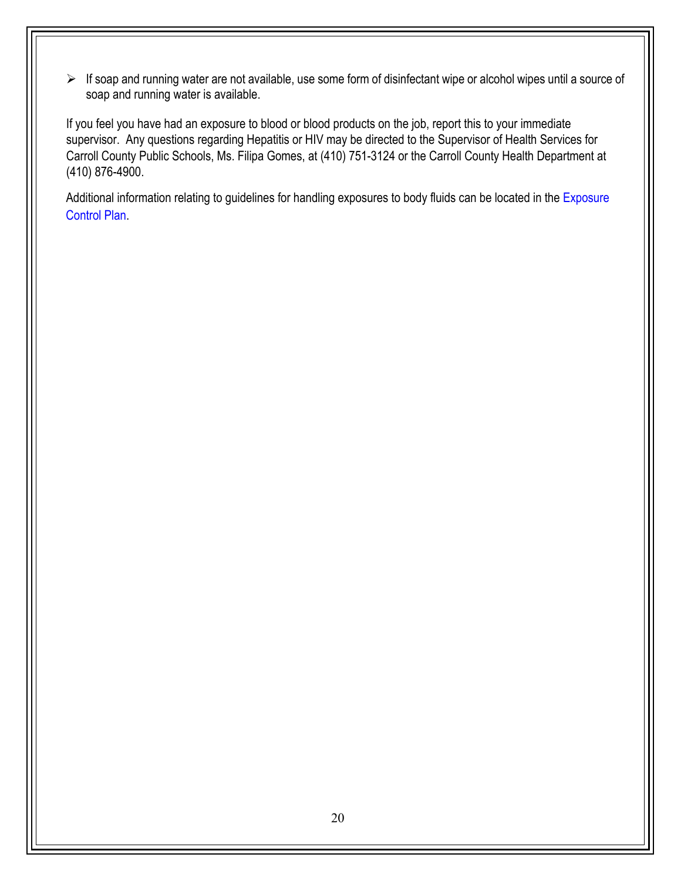- If soap and running water are not available, use some form of disinfectant wipe or alcohol wipes until a source of soap and running water is available.

If you feel you have had an exposure to blood or blood products on the job, report this to your immediate supervisor. Any questions regarding Hepatitis or HIV may be directed to the Supervisor of Health Services for Carroll County Public Schools, Ms. Filipa Gomes, at (410) 751-3124 or the Carroll County Health Department at (410) 876-4900.

Additional information relating to guidelines for handling exposures to body fluids can be located in the Exposure Control Plan.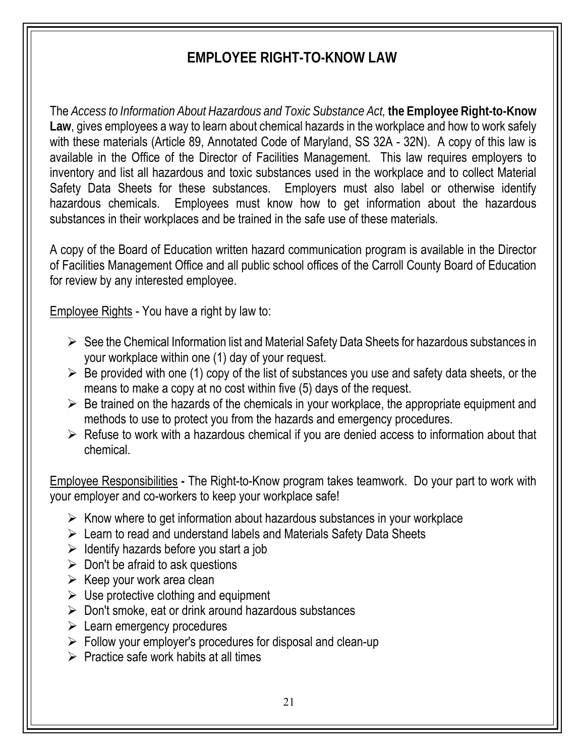# EMPLOYEE RIGHT-TO-KNOW LAW

The *Access to Information About Hazardous and Toxic Substance Act,* **the Employee Right-to-Know Law**, gives employees a way to learn about chemical hazards in the workplace and how to work safely with these materials (Article 89, Annotated Code of Maryland, SS 32A - 32N). A copy of this law is available in the Office of the Director of Facilities Management. This law requires employers to inventory and list all hazardous and toxic substances used in the workplace and to collect Material Safety Data Sheets for these substances. Employers must also label or otherwise identify hazardous chemicals. Employees must know how to get information about the hazardous substances in their workplaces and be trained in the safe use of these materials.

A copy of the Board of Education written hazard communication program is available in the Director of Facilities Management Office and all public school offices of the Carroll County Board of Education for review by any interested employee.

<u>Employee Rights</u> - You have a right by law to:

- See the Chemical Information list and Material Safety Data Sheets for hazardous substances in your workplace within one (1) day of your request.
- Be provided with one (1) copy of the list of substances you use and safety data sheets, or the means to make a copy at no cost within five (5) days of the request.
- Be trained on the hazards of the chemicals in your workplace, the appropriate equipment and methods to use to protect you from the hazards and emergency procedures.
- Refuse to work with a hazardous chemical if you are denied access to information about that chemical.

<u>Employee Responsibilities</u> **-** The Right-to-Know program takes teamwork. Do your part to work with your employer and co-workers to keep your workplace safe!

- Know where to get information about hazardous substances in your workplace
- Learn to read and understand labels and Materials Safety Data Sheets
- Identify hazards before you start a job
- Don't be afraid to ask questions
- Keep your work area clean
- Use protective clothing and equipment
- Don't smoke, eat or drink around hazardous substances
- Learn emergency procedures
- Follow your employer's procedures for disposal and clean-up
- Practice safe work habits at all times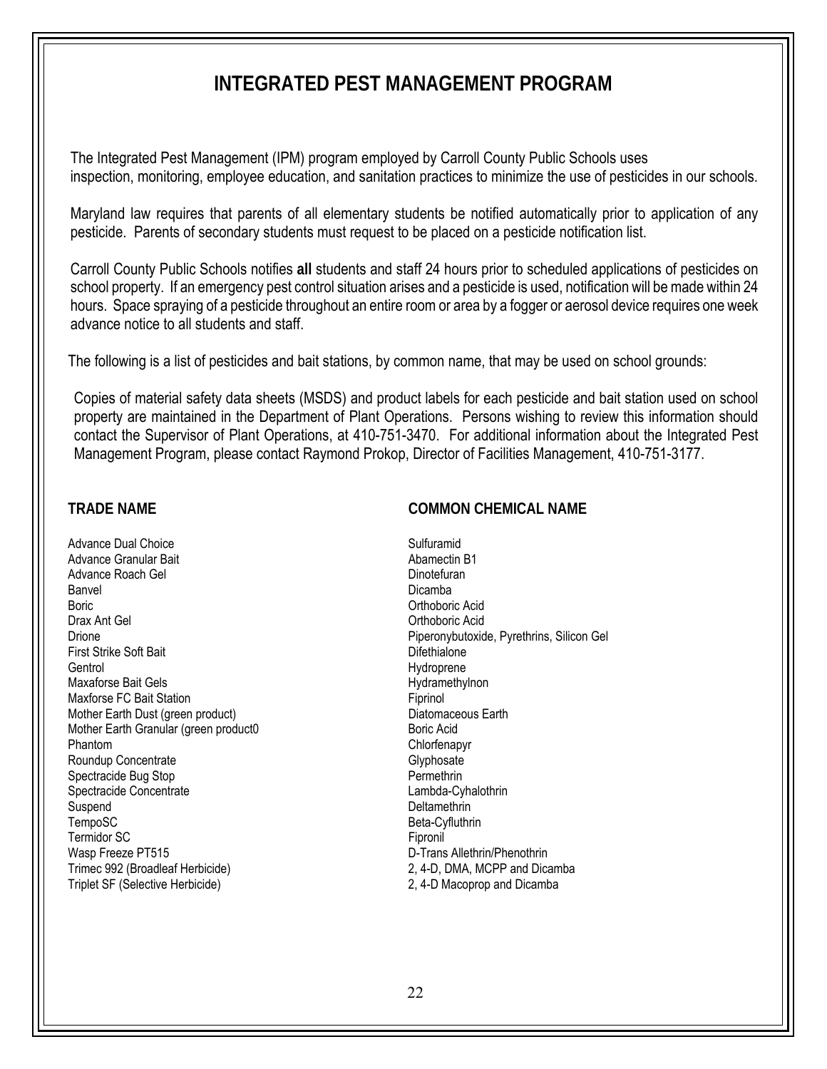# INTEGRATED PEST MANAGEMENT PROGRAM

The Integrated Pest Management (IPM) program employed by Carroll County Public Schools uses inspection, monitoring, employee education, and sanitation practices to minimize the use of pesticides in our schools.

Maryland law requires that parents of all elementary students be notified automatically prior to application of any pesticide. Parents of secondary students must request to be placed on a pesticide notification list.

Carroll County Public Schools notifies **all** students and staff 24 hours prior to scheduled applications of pesticides on school property. If an emergency pest control situation arises and a pesticide is used, notification will be made within 24 hours. Space spraying of a pesticide throughout an entire room or area by a fogger or aerosol device requires one week advance notice to all students and staff.

The following is a list of pesticides and bait stations, by common name, that may be used on school grounds:

Copies of material safety data sheets (MSDS) and product labels for each pesticide and bait station used on school property are maintained in the Department of Plant Operations. Persons wishing to review this information should contact the Supervisor of Plant Operations, at 410-751-3470. For additional information about the Integrated Pest Management Program, please contact Raymond Prokop, Director of Facilities Management, 410-751-3177.

| TRADE NAME | COMMON CHEMICAL NAME |
|---|---|
| Advance Dual Choice | Sulfuramid |
| Advance Granular Bait | Abamectin B1 |
| Advance Roach Gel | Dinotefuran |
| Banvel | Dicamba |
| Boric | Orthoboric Acid |
| Drax Ant Gel | Orthoboric Acid |
| Drione | Piperonybutoxide, Pyrethrins, Silicon Gel |
| First Strike Soft Bait | Difethialone |
| Gentrol | Hydroprene |
| Maxaforse Bait Gels | Hydramethylnon |
| Maxforse FC Bait Station | Fiprinol |
| Mother Earth Dust (green product) | Diatomaceous Earth |
| Mother Earth Granular (green product0 | Boric Acid |
| Phantom | Chlorfenapyr |
| Roundup Concentrate | Glyphosate |
| Spectracide Bug Stop | Permethrin |
| Spectracide Concentrate | Lambda-Cyhalothrin |
| Suspend | Deltamethrin |
| TempoSC | Beta-Cyfluthrin |
| Termidor SC | Fipronil |
| Wasp Freeze PT515 | D-Trans Allethrin/Phenothrin |
| Trimec 992 (Broadleaf Herbicide) | 2, 4-D, DMA, MCPP and Dicamba |
| Triplet SF (Selective Herbicide) | 2, 4-D Macoprop and Dicamba |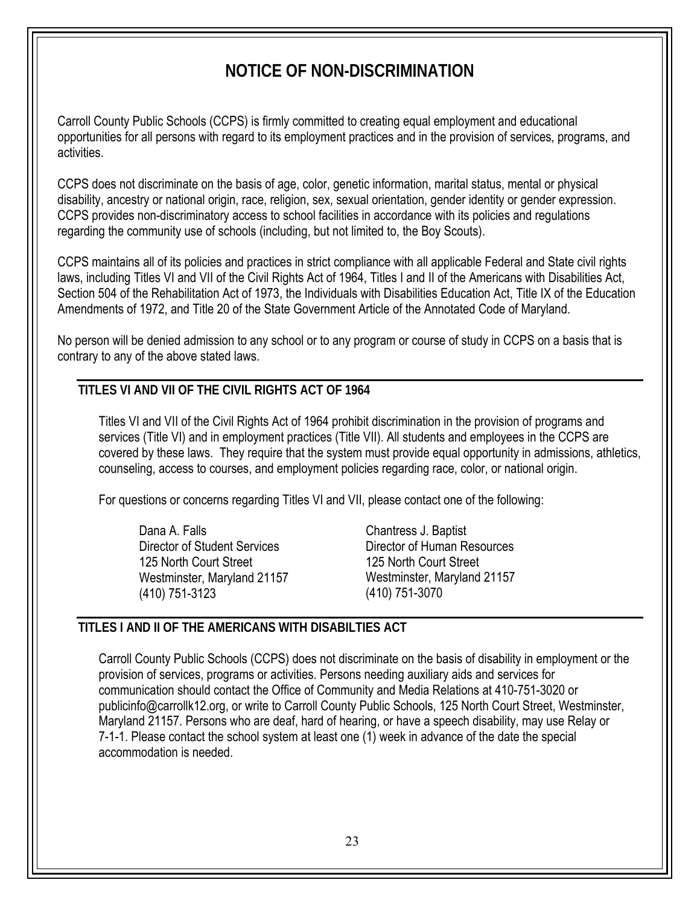# NOTICE OF NON-DISCRIMINATION

Carroll County Public Schools (CCPS) is firmly committed to creating equal employment and educational opportunities for all persons with regard to its employment practices and in the provision of services, programs, and activities.

CCPS does not discriminate on the basis of age, color, genetic information, marital status, mental or physical disability, ancestry or national origin, race, religion, sex, sexual orientation, gender identity or gender expression. CCPS provides non-discriminatory access to school facilities in accordance with its policies and regulations regarding the community use of schools (including, but not limited to, the Boy Scouts).

CCPS maintains all of its policies and practices in strict compliance with all applicable Federal and State civil rights laws, including Titles VI and VII of the Civil Rights Act of 1964, Titles I and II of the Americans with Disabilities Act, Section 504 of the Rehabilitation Act of 1973, the Individuals with Disabilities Education Act, Title IX of the Education Amendments of 1972, and Title 20 of the State Government Article of the Annotated Code of Maryland.

No person will be denied admission to any school or to any program or course of study in CCPS on a basis that is contrary to any of the above stated laws.

## TITLES VI AND VII OF THE CIVIL RIGHTS ACT OF 1964

Titles VI and VII of the Civil Rights Act of 1964 prohibit discrimination in the provision of programs and services (Title VI) and in employment practices (Title VII). All students and employees in the CCPS are covered by these laws. They require that the system must provide equal opportunity in admissions, athletics, counseling, access to courses, and employment policies regarding race, color, or national origin.

For questions or concerns regarding Titles VI and VII, please contact one of the following:

Dana A. Falls
Director of Student Services
125 North Court Street
Westminster, Maryland 21157
(410) 751-3123

Chantress J. Baptist
Director of Human Resources
125 North Court Street
Westminster, Maryland 21157
(410) 751-3070

## TITLES I AND II OF THE AMERICANS WITH DISABILTIES ACT

Carroll County Public Schools (CCPS) does not discriminate on the basis of disability in employment or the provision of services, programs or activities. Persons needing auxiliary aids and services for communication should contact the Office of Community and Media Relations at 410-751-3020 or publicinfo@carrollk12.org, or write to Carroll County Public Schools, 125 North Court Street, Westminster, Maryland 21157. Persons who are deaf, hard of hearing, or have a speech disability, may use Relay or 7-1-1. Please contact the school system at least one (1) week in advance of the date the special accommodation is needed.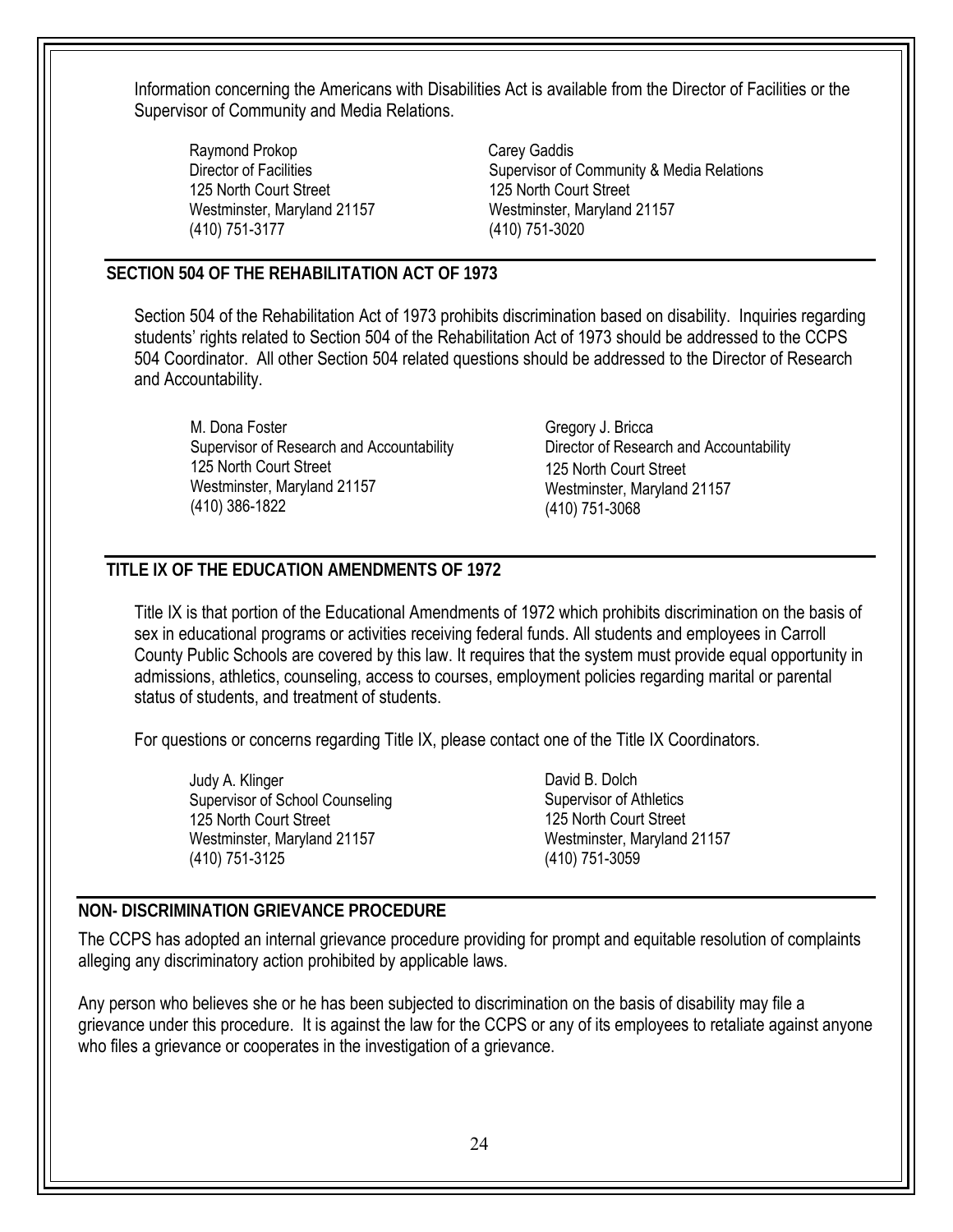Information concerning the Americans with Disabilities Act is available from the Director of Facilities or the Supervisor of Community and Media Relations.

Raymond Prokop
Director of Facilities
125 North Court Street
Westminster, Maryland 21157
(410) 751-3177

Carey Gaddis
Supervisor of Community & Media Relations
125 North Court Street
Westminster, Maryland 21157
(410) 751-3020

## SECTION 504 OF THE REHABILITATION ACT OF 1973

Section 504 of the Rehabilitation Act of 1973 prohibits discrimination based on disability. Inquiries regarding students' rights related to Section 504 of the Rehabilitation Act of 1973 should be addressed to the CCPS 504 Coordinator. All other Section 504 related questions should be addressed to the Director of Research and Accountability.

M. Dona Foster
Supervisor of Research and Accountability
125 North Court Street
Westminster, Maryland 21157
(410) 386-1822

Gregory J. Bricca
Director of Research and Accountability
125 North Court Street
Westminster, Maryland 21157
(410) 751-3068

## TITLE IX OF THE EDUCATION AMENDMENTS OF 1972

Title IX is that portion of the Educational Amendments of 1972 which prohibits discrimination on the basis of sex in educational programs or activities receiving federal funds. All students and employees in Carroll County Public Schools are covered by this law. It requires that the system must provide equal opportunity in admissions, athletics, counseling, access to courses, employment policies regarding marital or parental status of students, and treatment of students.

For questions or concerns regarding Title IX, please contact one of the Title IX Coordinators.

Judy A. Klinger
Supervisor of School Counseling
125 North Court Street
Westminster, Maryland 21157
(410) 751-3125

David B. Dolch
Supervisor of Athletics
125 North Court Street
Westminster, Maryland 21157
(410) 751-3059

## NON- DISCRIMINATION GRIEVANCE PROCEDURE

The CCPS has adopted an internal grievance procedure providing for prompt and equitable resolution of complaints alleging any discriminatory action prohibited by applicable laws.

Any person who believes she or he has been subjected to discrimination on the basis of disability may file a grievance under this procedure. It is against the law for the CCPS or any of its employees to retaliate against anyone who files a grievance or cooperates in the investigation of a grievance.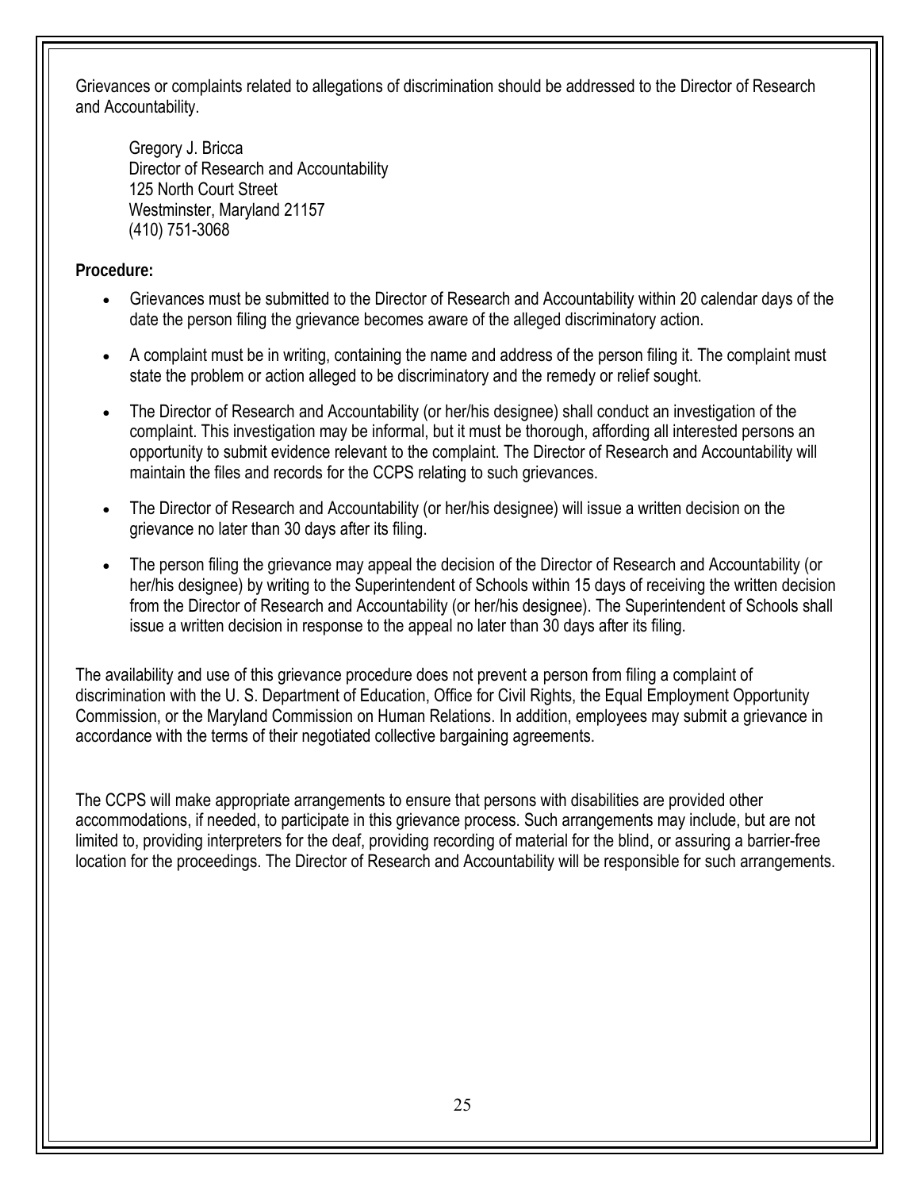Grievances or complaints related to allegations of discrimination should be addressed to the Director of Research and Accountability.

Gregory J. Bricca  
Director of Research and Accountability  
125 North Court Street  
Westminster, Maryland 21157  
(410) 751-3068

**Procedure:**

- Grievances must be submitted to the Director of Research and Accountability within 20 calendar days of the date the person filing the grievance becomes aware of the alleged discriminatory action.
- A complaint must be in writing, containing the name and address of the person filing it. The complaint must state the problem or action alleged to be discriminatory and the remedy or relief sought.
- The Director of Research and Accountability (or her/his designee) shall conduct an investigation of the complaint. This investigation may be informal, but it must be thorough, affording all interested persons an opportunity to submit evidence relevant to the complaint. The Director of Research and Accountability will maintain the files and records for the CCPS relating to such grievances.
- The Director of Research and Accountability (or her/his designee) will issue a written decision on the grievance no later than 30 days after its filing.
- The person filing the grievance may appeal the decision of the Director of Research and Accountability (or her/his designee) by writing to the Superintendent of Schools within 15 days of receiving the written decision from the Director of Research and Accountability (or her/his designee). The Superintendent of Schools shall issue a written decision in response to the appeal no later than 30 days after its filing.

The availability and use of this grievance procedure does not prevent a person from filing a complaint of discrimination with the U. S. Department of Education, Office for Civil Rights, the Equal Employment Opportunity Commission, or the Maryland Commission on Human Relations. In addition, employees may submit a grievance in accordance with the terms of their negotiated collective bargaining agreements.

The CCPS will make appropriate arrangements to ensure that persons with disabilities are provided other accommodations, if needed, to participate in this grievance process. Such arrangements may include, but are not limited to, providing interpreters for the deaf, providing recording of material for the blind, or assuring a barrier-free location for the proceedings. The Director of Research and Accountability will be responsible for such arrangements.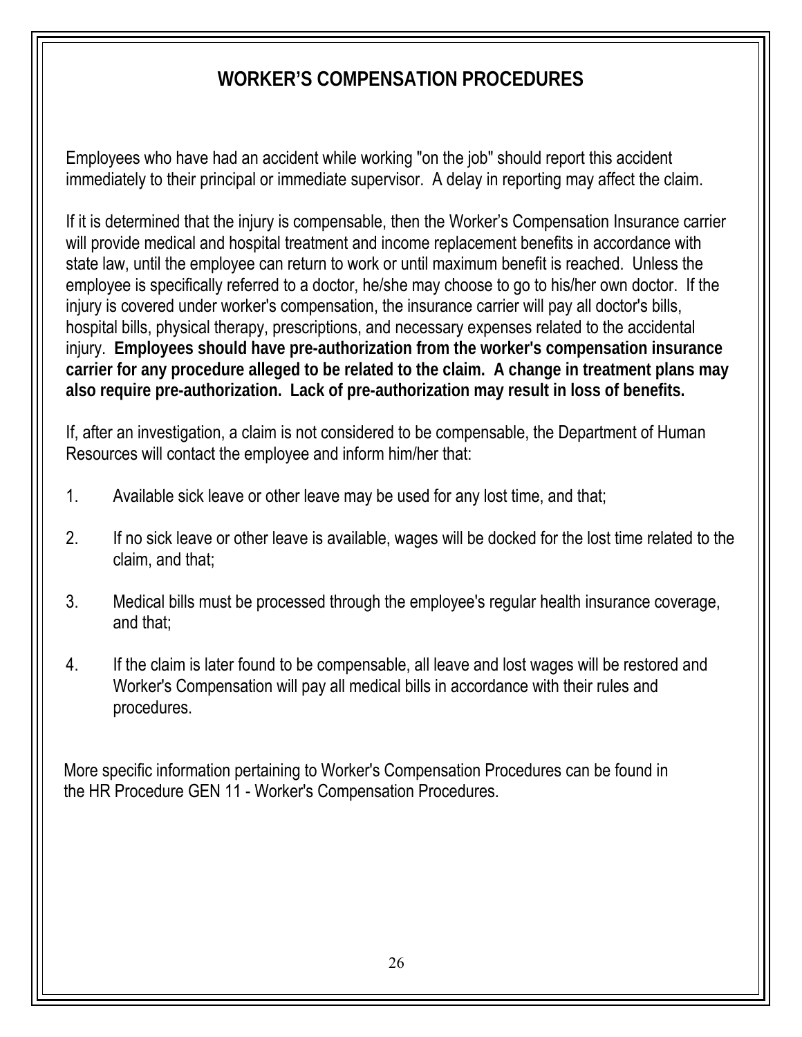# WORKER'S COMPENSATION PROCEDURES

Employees who have had an accident while working "on the job" should report this accident immediately to their principal or immediate supervisor. A delay in reporting may affect the claim.

If it is determined that the injury is compensable, then the Worker's Compensation Insurance carrier will provide medical and hospital treatment and income replacement benefits in accordance with state law, until the employee can return to work or until maximum benefit is reached. Unless the employee is specifically referred to a doctor, he/she may choose to go to his/her own doctor. If the injury is covered under worker's compensation, the insurance carrier will pay all doctor's bills, hospital bills, physical therapy, prescriptions, and necessary expenses related to the accidental injury. **Employees should have pre-authorization from the worker's compensation insurance carrier for any procedure alleged to be related to the claim. A change in treatment plans may also require pre-authorization. Lack of pre-authorization may result in loss of benefits.**

If, after an investigation, a claim is not considered to be compensable, the Department of Human Resources will contact the employee and inform him/her that:

1. Available sick leave or other leave may be used for any lost time, and that;
2. If no sick leave or other leave is available, wages will be docked for the lost time related to the claim, and that;
3. Medical bills must be processed through the employee's regular health insurance coverage, and that;
4. If the claim is later found to be compensable, all leave and lost wages will be restored and Worker's Compensation will pay all medical bills in accordance with their rules and procedures.

More specific information pertaining to Worker's Compensation Procedures can be found in the HR Procedure GEN 11 - Worker's Compensation Procedures.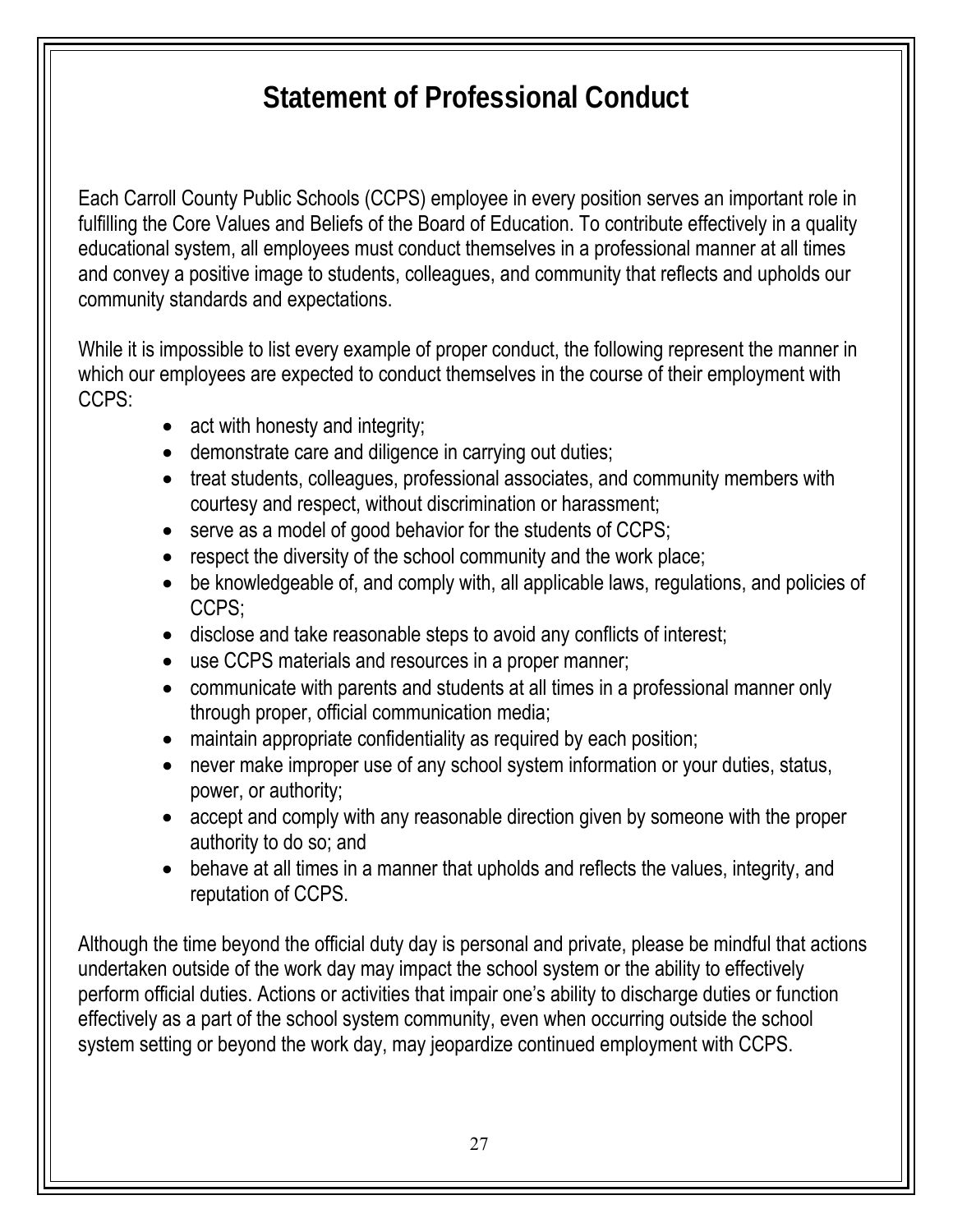# Statement of Professional Conduct

Each Carroll County Public Schools (CCPS) employee in every position serves an important role in fulfilling the Core Values and Beliefs of the Board of Education. To contribute effectively in a quality educational system, all employees must conduct themselves in a professional manner at all times and convey a positive image to students, colleagues, and community that reflects and upholds our community standards and expectations.

While it is impossible to list every example of proper conduct, the following represent the manner in which our employees are expected to conduct themselves in the course of their employment with CCPS:

- act with honesty and integrity;
- demonstrate care and diligence in carrying out duties;
- treat students, colleagues, professional associates, and community members with courtesy and respect, without discrimination or harassment;
- serve as a model of good behavior for the students of CCPS;
- respect the diversity of the school community and the work place;
- be knowledgeable of, and comply with, all applicable laws, regulations, and policies of CCPS;
- disclose and take reasonable steps to avoid any conflicts of interest;
- use CCPS materials and resources in a proper manner;
- communicate with parents and students at all times in a professional manner only through proper, official communication media;
- maintain appropriate confidentiality as required by each position;
- never make improper use of any school system information or your duties, status, power, or authority;
- accept and comply with any reasonable direction given by someone with the proper authority to do so; and
- behave at all times in a manner that upholds and reflects the values, integrity, and reputation of CCPS.

Although the time beyond the official duty day is personal and private, please be mindful that actions undertaken outside of the work day may impact the school system or the ability to effectively perform official duties. Actions or activities that impair one's ability to discharge duties or function effectively as a part of the school system community, even when occurring outside the school system setting or beyond the work day, may jeopardize continued employment with CCPS.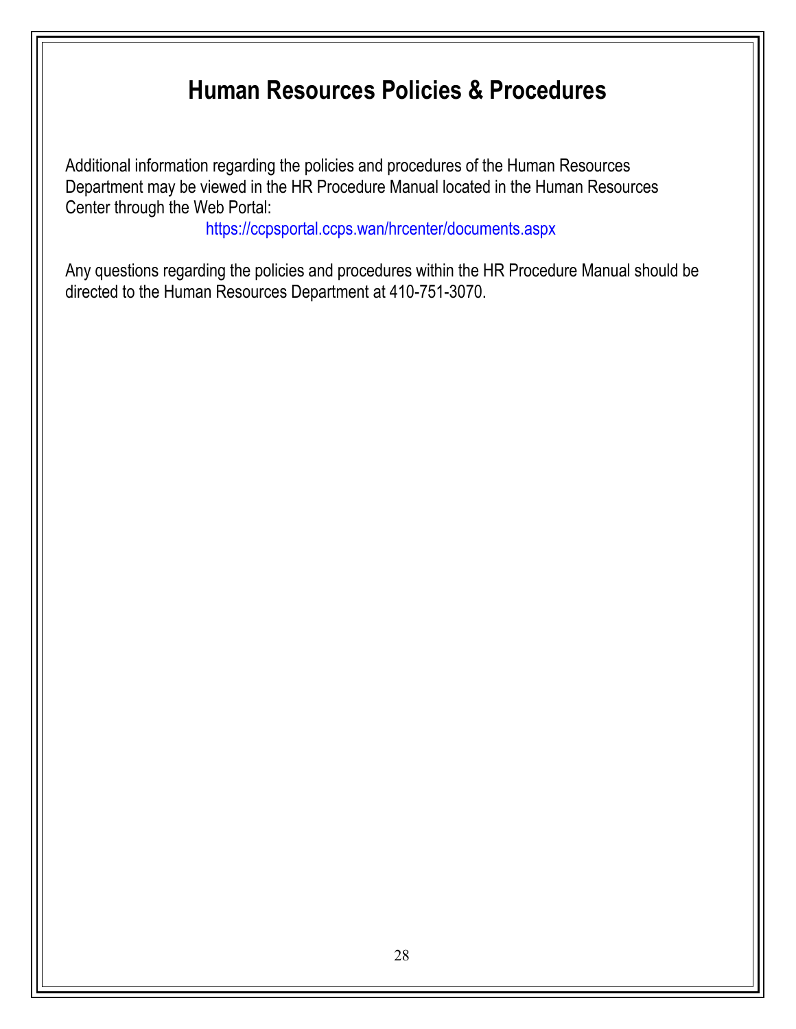# Human Resources Policies & Procedures

Additional information regarding the policies and procedures of the Human Resources Department may be viewed in the HR Procedure Manual located in the Human Resources Center through the Web Portal:

https://ccpsportal.ccps.wan/hrcenter/documents.aspx

Any questions regarding the policies and procedures within the HR Procedure Manual should be directed to the Human Resources Department at 410-751-3070.